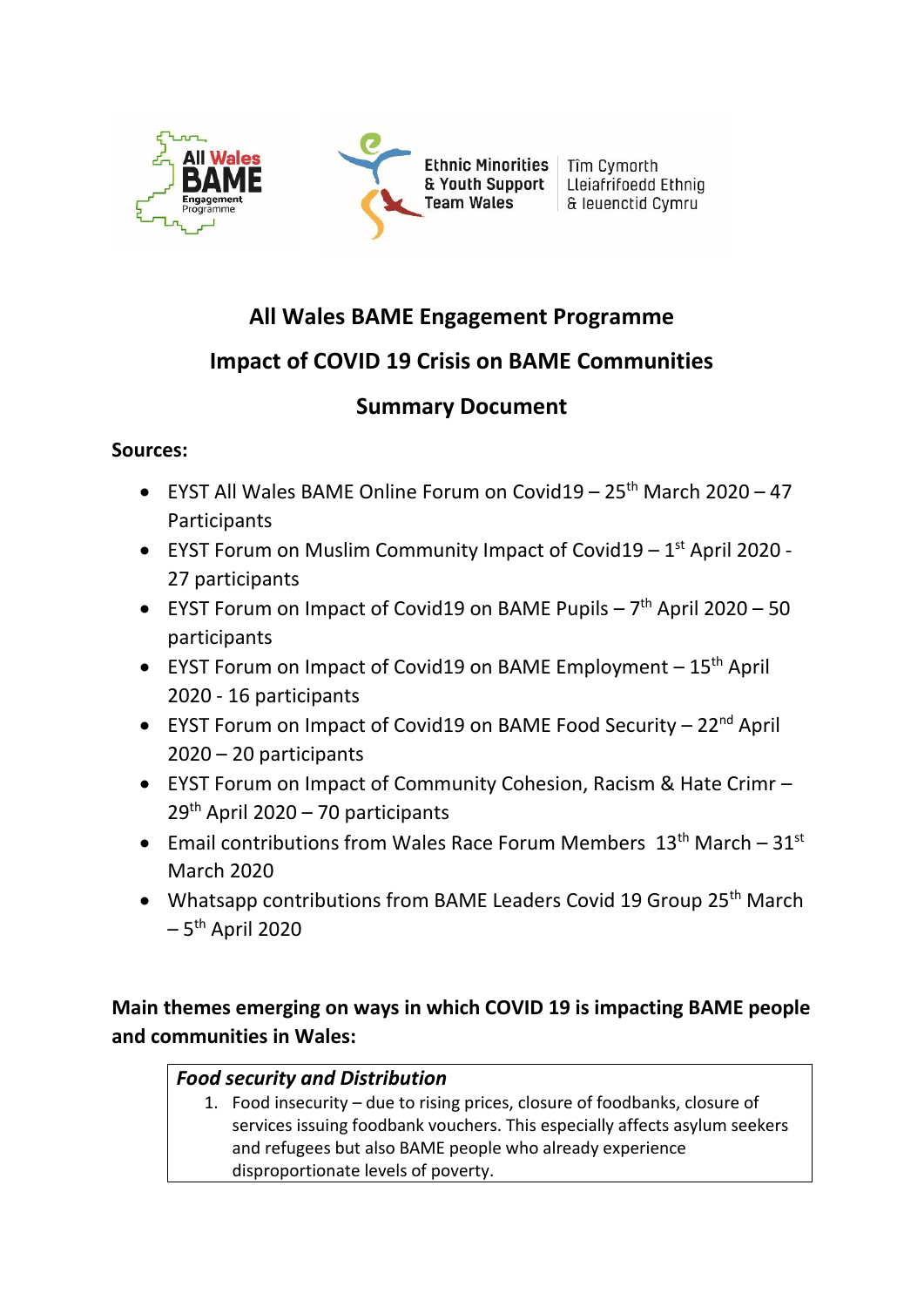All Wales BAME Engagement Programme

Ethnic Minorities & Youth Support Team Wales | Tîm Cymorth Lleiafrifoedd Ethnig & Ieuenctid Cymru

# All Wales BAME Engagement Programme

## Impact of COVID 19 Crisis on BAME Communities

## Summary Document

**Sources:**

- EYST All Wales BAME Online Forum on Covid19 – 25th March 2020 – 47 Participants
- EYST Forum on Muslim Community Impact of Covid19 – 1st April 2020 - 27 participants
- EYST Forum on Impact of Covid19 on BAME Pupils – 7th April 2020 – 50 participants
- EYST Forum on Impact of Covid19 on BAME Employment – 15th April 2020 - 16 participants
- EYST Forum on Impact of Covid19 on BAME Food Security – 22nd April 2020 – 20 participants
- EYST Forum on Impact of Community Cohesion, Racism & Hate Crimr – 29th April 2020 – 70 participants
- Email contributions from Wales Race Forum Members 13th March – 31st March 2020
- Whatsapp contributions from BAME Leaders Covid 19 Group 25th March – 5th April 2020

**Main themes emerging on ways in which COVID 19 is impacting BAME people and communities in Wales:**

***Food security and Distribution***

1. Food insecurity – due to rising prices, closure of foodbanks, closure of services issuing foodbank vouchers. This especially affects asylum seekers and refugees but also BAME people who already experience disproportionate levels of poverty.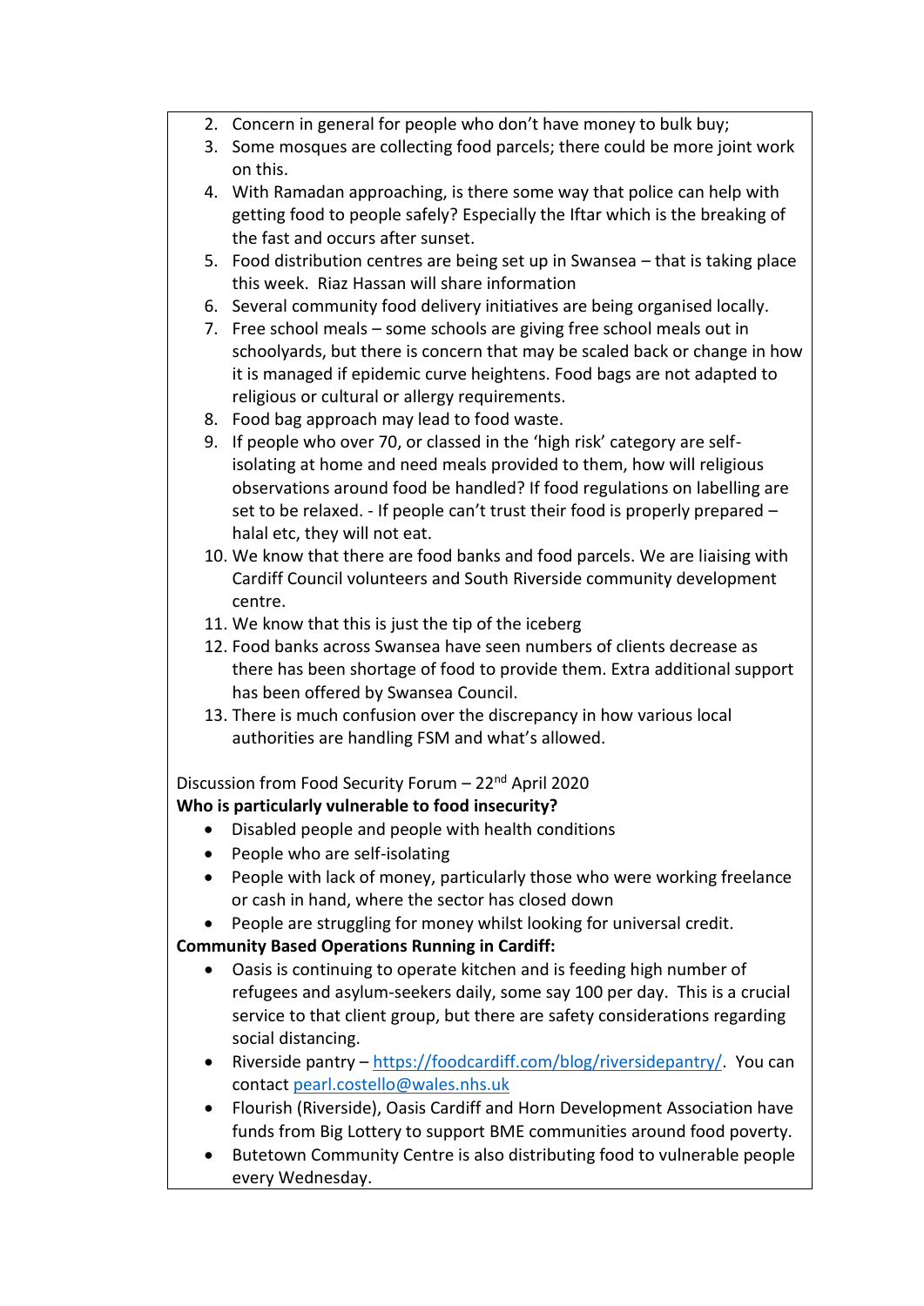2. Concern in general for people who don't have money to bulk buy;
3. Some mosques are collecting food parcels; there could be more joint work on this.
4. With Ramadan approaching, is there some way that police can help with getting food to people safely? Especially the Iftar which is the breaking of the fast and occurs after sunset.
5. Food distribution centres are being set up in Swansea – that is taking place this week. Riaz Hassan will share information
6. Several community food delivery initiatives are being organised locally.
7. Free school meals – some schools are giving free school meals out in schoolyards, but there is concern that may be scaled back or change in how it is managed if epidemic curve heightens. Food bags are not adapted to religious or cultural or allergy requirements.
8. Food bag approach may lead to food waste.
9. If people who over 70, or classed in the 'high risk' category are self-isolating at home and need meals provided to them, how will religious observations around food be handled? If food regulations on labelling are set to be relaxed. - If people can't trust their food is properly prepared – halal etc, they will not eat.
10. We know that there are food banks and food parcels. We are liaising with Cardiff Council volunteers and South Riverside community development centre.
11. We know that this is just the tip of the iceberg
12. Food banks across Swansea have seen numbers of clients decrease as there has been shortage of food to provide them. Extra additional support has been offered by Swansea Council.
13. There is much confusion over the discrepancy in how various local authorities are handling FSM and what's allowed.

Discussion from Food Security Forum – 22nd April 2020

**Who is particularly vulnerable to food insecurity?**

- Disabled people and people with health conditions
- People who are self-isolating
- People with lack of money, particularly those who were working freelance or cash in hand, where the sector has closed down
- People are struggling for money whilst looking for universal credit.

**Community Based Operations Running in Cardiff:**

- Oasis is continuing to operate kitchen and is feeding high number of refugees and asylum-seekers daily, some say 100 per day. This is a crucial service to that client group, but there are safety considerations regarding social distancing.
- Riverside pantry – https://foodcardiff.com/blog/riversidepantry/. You can contact pearl.costello@wales.nhs.uk
- Flourish (Riverside), Oasis Cardiff and Horn Development Association have funds from Big Lottery to support BME communities around food poverty.
- Butetown Community Centre is also distributing food to vulnerable people every Wednesday.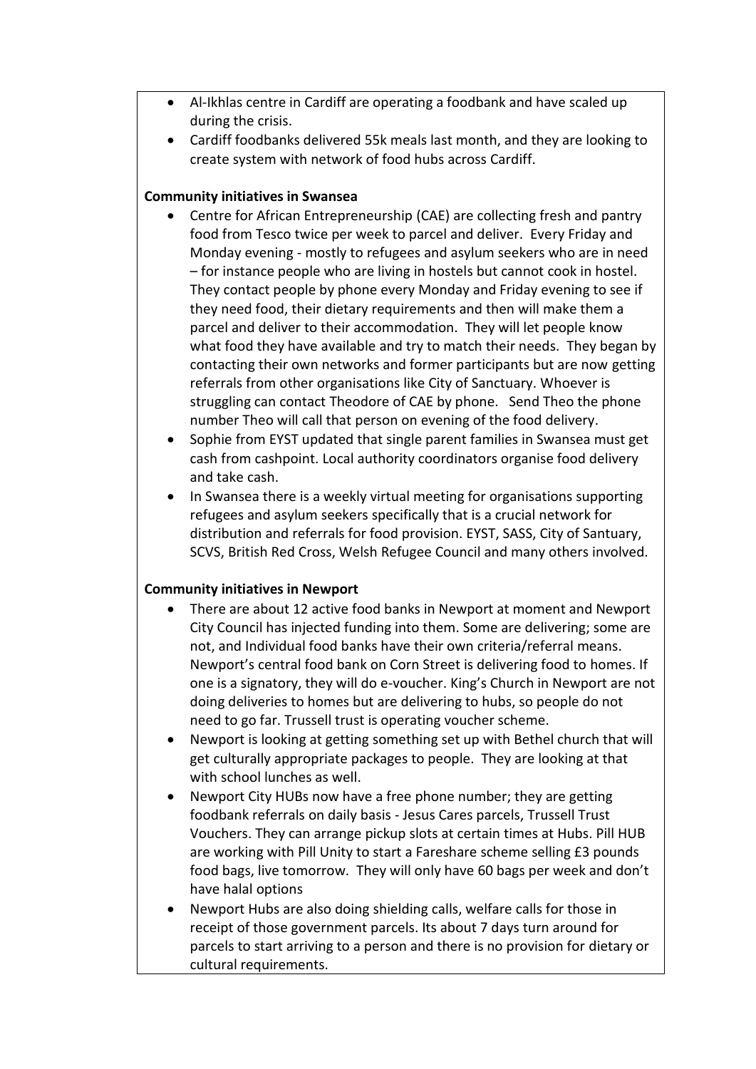- Al-Ikhlas centre in Cardiff are operating a foodbank and have scaled up during the crisis.
- Cardiff foodbanks delivered 55k meals last month, and they are looking to create system with network of food hubs across Cardiff.

**Community initiatives in Swansea**

- Centre for African Entrepreneurship (CAE) are collecting fresh and pantry food from Tesco twice per week to parcel and deliver. Every Friday and Monday evening - mostly to refugees and asylum seekers who are in need – for instance people who are living in hostels but cannot cook in hostel. They contact people by phone every Monday and Friday evening to see if they need food, their dietary requirements and then will make them a parcel and deliver to their accommodation. They will let people know what food they have available and try to match their needs. They began by contacting their own networks and former participants but are now getting referrals from other organisations like City of Sanctuary. Whoever is struggling can contact Theodore of CAE by phone. Send Theo the phone number Theo will call that person on evening of the food delivery.
- Sophie from EYST updated that single parent families in Swansea must get cash from cashpoint. Local authority coordinators organise food delivery and take cash.
- In Swansea there is a weekly virtual meeting for organisations supporting refugees and asylum seekers specifically that is a crucial network for distribution and referrals for food provision. EYST, SASS, City of Santuary, SCVS, British Red Cross, Welsh Refugee Council and many others involved.

**Community initiatives in Newport**

- There are about 12 active food banks in Newport at moment and Newport City Council has injected funding into them. Some are delivering; some are not, and Individual food banks have their own criteria/referral means. Newport's central food bank on Corn Street is delivering food to homes. If one is a signatory, they will do e-voucher. King's Church in Newport are not doing deliveries to homes but are delivering to hubs, so people do not need to go far. Trussell trust is operating voucher scheme.
- Newport is looking at getting something set up with Bethel church that will get culturally appropriate packages to people. They are looking at that with school lunches as well.
- Newport City HUBs now have a free phone number; they are getting foodbank referrals on daily basis - Jesus Cares parcels, Trussell Trust Vouchers. They can arrange pickup slots at certain times at Hubs. Pill HUB are working with Pill Unity to start a Fareshare scheme selling £3 pounds food bags, live tomorrow. They will only have 60 bags per week and don't have halal options
- Newport Hubs are also doing shielding calls, welfare calls for those in receipt of those government parcels. Its about 7 days turn around for parcels to start arriving to a person and there is no provision for dietary or cultural requirements.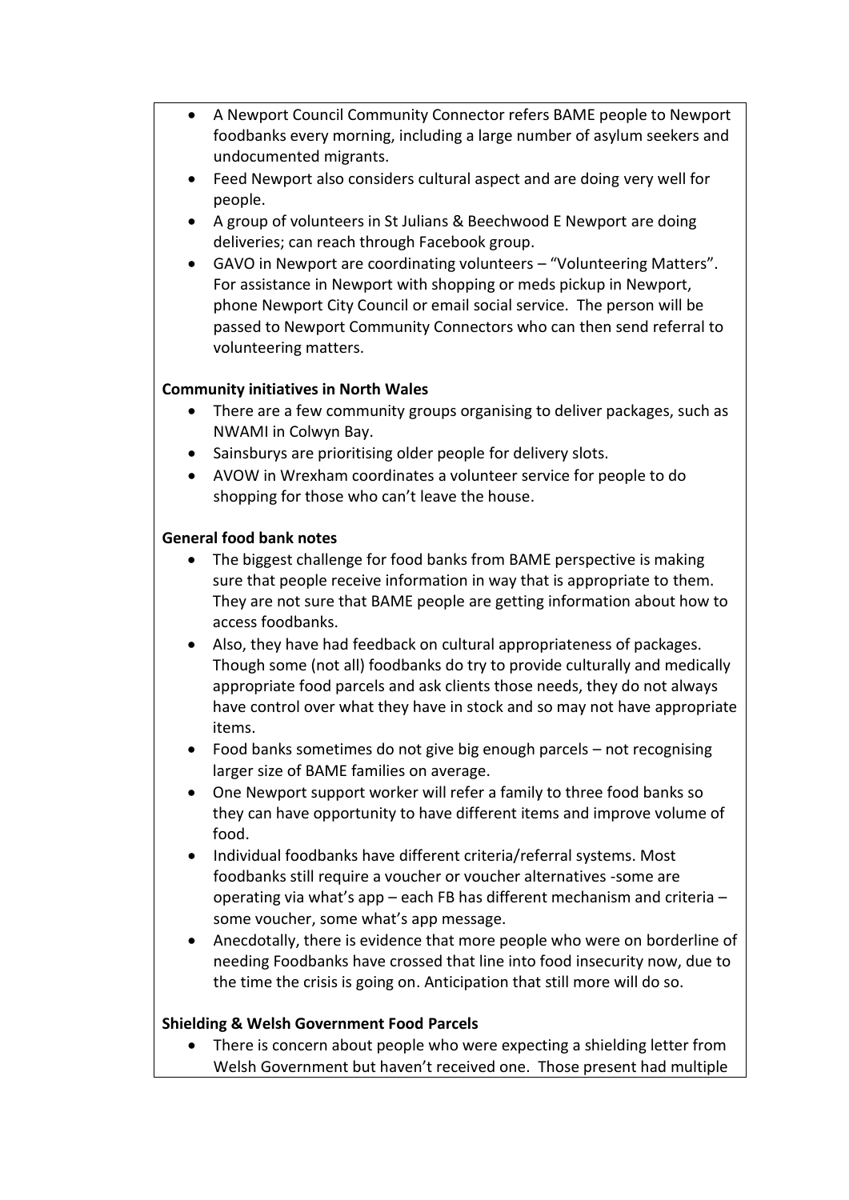- A Newport Council Community Connector refers BAME people to Newport foodbanks every morning, including a large number of asylum seekers and undocumented migrants.
- Feed Newport also considers cultural aspect and are doing very well for people.
- A group of volunteers in St Julians & Beechwood E Newport are doing deliveries; can reach through Facebook group.
- GAVO in Newport are coordinating volunteers – "Volunteering Matters". For assistance in Newport with shopping or meds pickup in Newport, phone Newport City Council or email social service. The person will be passed to Newport Community Connectors who can then send referral to volunteering matters.

**Community initiatives in North Wales**

- There are a few community groups organising to deliver packages, such as NWAMI in Colwyn Bay.
- Sainsburys are prioritising older people for delivery slots.
- AVOW in Wrexham coordinates a volunteer service for people to do shopping for those who can't leave the house.

**General food bank notes**

- The biggest challenge for food banks from BAME perspective is making sure that people receive information in way that is appropriate to them. They are not sure that BAME people are getting information about how to access foodbanks.
- Also, they have had feedback on cultural appropriateness of packages. Though some (not all) foodbanks do try to provide culturally and medically appropriate food parcels and ask clients those needs, they do not always have control over what they have in stock and so may not have appropriate items.
- Food banks sometimes do not give big enough parcels – not recognising larger size of BAME families on average.
- One Newport support worker will refer a family to three food banks so they can have opportunity to have different items and improve volume of food.
- Individual foodbanks have different criteria/referral systems. Most foodbanks still require a voucher or voucher alternatives -some are operating via what's app – each FB has different mechanism and criteria – some voucher, some what's app message.
- Anecdotally, there is evidence that more people who were on borderline of needing Foodbanks have crossed that line into food insecurity now, due to the time the crisis is going on. Anticipation that still more will do so.

**Shielding & Welsh Government Food Parcels**

- There is concern about people who were expecting a shielding letter from Welsh Government but haven't received one. Those present had multiple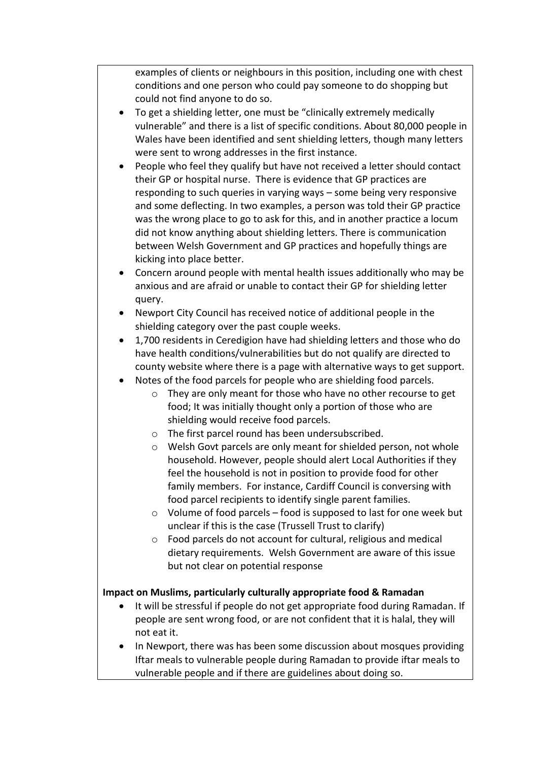examples of clients or neighbours in this position, including one with chest conditions and one person who could pay someone to do shopping but could not find anyone to do so.

- To get a shielding letter, one must be "clinically extremely medically vulnerable" and there is a list of specific conditions. About 80,000 people in Wales have been identified and sent shielding letters, though many letters were sent to wrong addresses in the first instance.
- People who feel they qualify but have not received a letter should contact their GP or hospital nurse. There is evidence that GP practices are responding to such queries in varying ways – some being very responsive and some deflecting. In two examples, a person was told their GP practice was the wrong place to go to ask for this, and in another practice a locum did not know anything about shielding letters. There is communication between Welsh Government and GP practices and hopefully things are kicking into place better.
- Concern around people with mental health issues additionally who may be anxious and are afraid or unable to contact their GP for shielding letter query.
- Newport City Council has received notice of additional people in the shielding category over the past couple weeks.
- 1,700 residents in Ceredigion have had shielding letters and those who do have health conditions/vulnerabilities but do not qualify are directed to county website where there is a page with alternative ways to get support.
- Notes of the food parcels for people who are shielding food parcels.
  - They are only meant for those who have no other recourse to get food; It was initially thought only a portion of those who are shielding would receive food parcels.
  - The first parcel round has been undersubscribed.
  - Welsh Govt parcels are only meant for shielded person, not whole household. However, people should alert Local Authorities if they feel the household is not in position to provide food for other family members. For instance, Cardiff Council is conversing with food parcel recipients to identify single parent families.
  - Volume of food parcels – food is supposed to last for one week but unclear if this is the case (Trussell Trust to clarify)
  - Food parcels do not account for cultural, religious and medical dietary requirements. Welsh Government are aware of this issue but not clear on potential response

**Impact on Muslims, particularly culturally appropriate food & Ramadan**

- It will be stressful if people do not get appropriate food during Ramadan. If people are sent wrong food, or are not confident that it is halal, they will not eat it.
- In Newport, there was has been some discussion about mosques providing Iftar meals to vulnerable people during Ramadan to provide iftar meals to vulnerable people and if there are guidelines about doing so.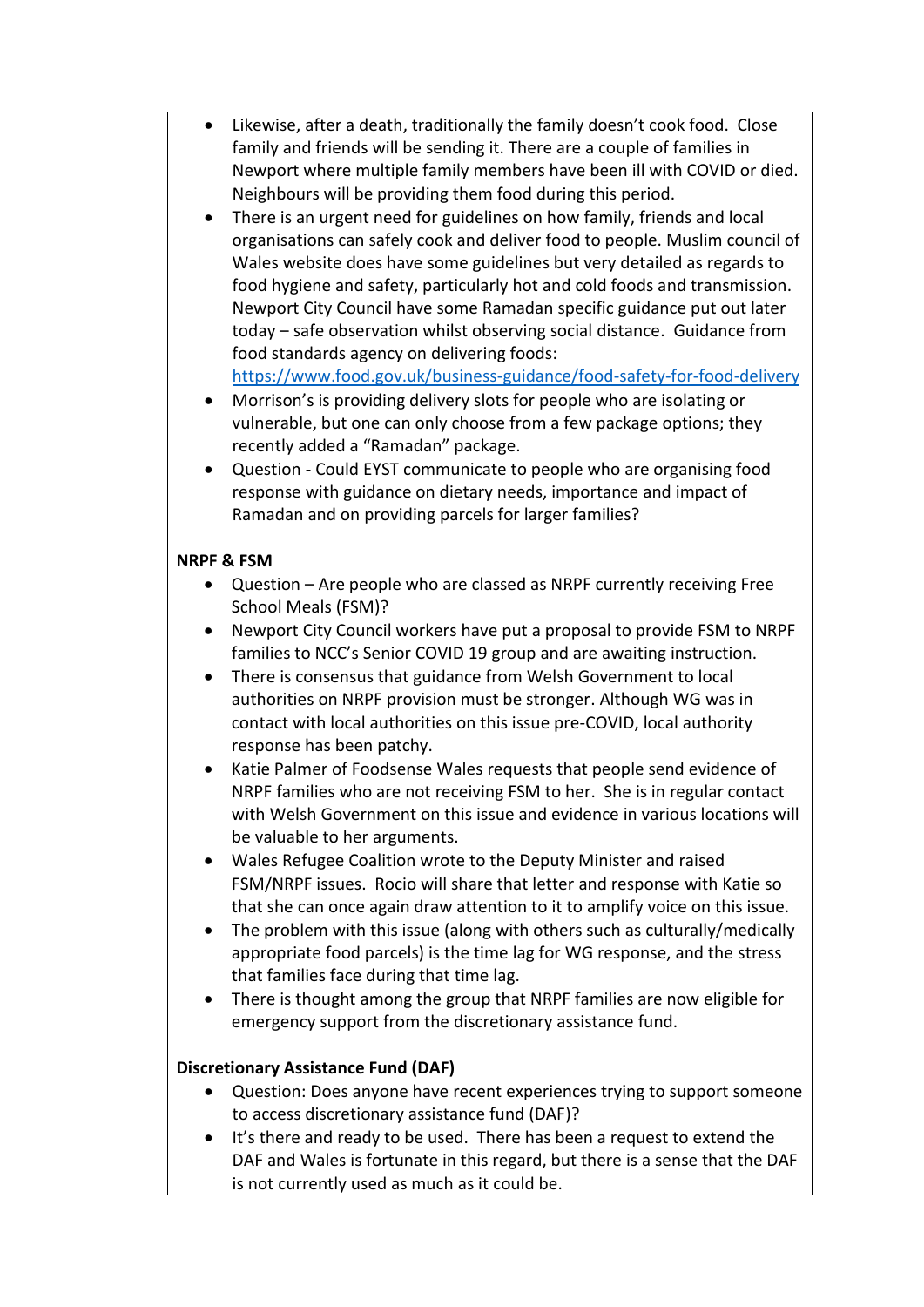- Likewise, after a death, traditionally the family doesn't cook food. Close family and friends will be sending it. There are a couple of families in Newport where multiple family members have been ill with COVID or died. Neighbours will be providing them food during this period.
- There is an urgent need for guidelines on how family, friends and local organisations can safely cook and deliver food to people. Muslim council of Wales website does have some guidelines but very detailed as regards to food hygiene and safety, particularly hot and cold foods and transmission. Newport City Council have some Ramadan specific guidance put out later today – safe observation whilst observing social distance. Guidance from food standards agency on delivering foods: https://www.food.gov.uk/business-guidance/food-safety-for-food-delivery
- Morrison's is providing delivery slots for people who are isolating or vulnerable, but one can only choose from a few package options; they recently added a "Ramadan" package.
- Question - Could EYST communicate to people who are organising food response with guidance on dietary needs, importance and impact of Ramadan and on providing parcels for larger families?

**NRPF & FSM**

- Question – Are people who are classed as NRPF currently receiving Free School Meals (FSM)?
- Newport City Council workers have put a proposal to provide FSM to NRPF families to NCC's Senior COVID 19 group and are awaiting instruction.
- There is consensus that guidance from Welsh Government to local authorities on NRPF provision must be stronger. Although WG was in contact with local authorities on this issue pre-COVID, local authority response has been patchy.
- Katie Palmer of Foodsense Wales requests that people send evidence of NRPF families who are not receiving FSM to her. She is in regular contact with Welsh Government on this issue and evidence in various locations will be valuable to her arguments.
- Wales Refugee Coalition wrote to the Deputy Minister and raised FSM/NRPF issues. Rocio will share that letter and response with Katie so that she can once again draw attention to it to amplify voice on this issue.
- The problem with this issue (along with others such as culturally/medically appropriate food parcels) is the time lag for WG response, and the stress that families face during that time lag.
- There is thought among the group that NRPF families are now eligible for emergency support from the discretionary assistance fund.

**Discretionary Assistance Fund (DAF)**

- Question: Does anyone have recent experiences trying to support someone to access discretionary assistance fund (DAF)?
- It's there and ready to be used. There has been a request to extend the DAF and Wales is fortunate in this regard, but there is a sense that the DAF is not currently used as much as it could be.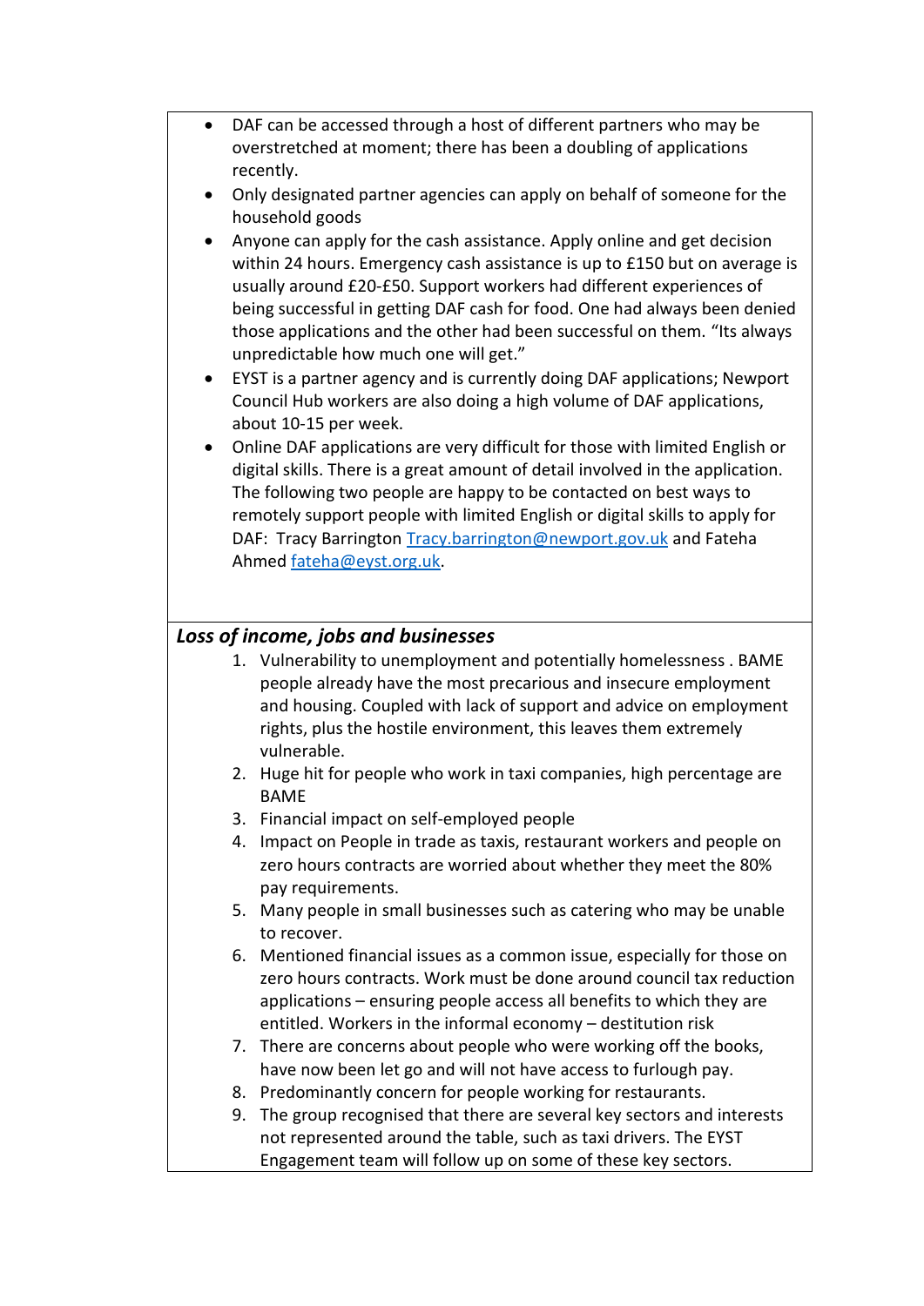- DAF can be accessed through a host of different partners who may be overstretched at moment; there has been a doubling of applications recently.
- Only designated partner agencies can apply on behalf of someone for the household goods
- Anyone can apply for the cash assistance. Apply online and get decision within 24 hours. Emergency cash assistance is up to £150 but on average is usually around £20-£50. Support workers had different experiences of being successful in getting DAF cash for food. One had always been denied those applications and the other had been successful on them. "Its always unpredictable how much one will get."
- EYST is a partner agency and is currently doing DAF applications; Newport Council Hub workers are also doing a high volume of DAF applications, about 10-15 per week.
- Online DAF applications are very difficult for those with limited English or digital skills. There is a great amount of detail involved in the application. The following two people are happy to be contacted on best ways to remotely support people with limited English or digital skills to apply for DAF: Tracy Barrington [Tracy.barrington@newport.gov.uk](mailto:Tracy.barrington@newport.gov.uk) and Fateha Ahmed [fateha@eyst.org.uk](mailto:fateha@eyst.org.uk).

***Loss of income, jobs and businesses***

1. Vulnerability to unemployment and potentially homelessness . BAME people already have the most precarious and insecure employment and housing. Coupled with lack of support and advice on employment rights, plus the hostile environment, this leaves them extremely vulnerable.
2. Huge hit for people who work in taxi companies, high percentage are BAME
3. Financial impact on self-employed people
4. Impact on People in trade as taxis, restaurant workers and people on zero hours contracts are worried about whether they meet the 80% pay requirements.
5. Many people in small businesses such as catering who may be unable to recover.
6. Mentioned financial issues as a common issue, especially for those on zero hours contracts. Work must be done around council tax reduction applications – ensuring people access all benefits to which they are entitled. Workers in the informal economy – destitution risk
7. There are concerns about people who were working off the books, have now been let go and will not have access to furlough pay.
8. Predominantly concern for people working for restaurants.
9. The group recognised that there are several key sectors and interests not represented around the table, such as taxi drivers. The EYST Engagement team will follow up on some of these key sectors.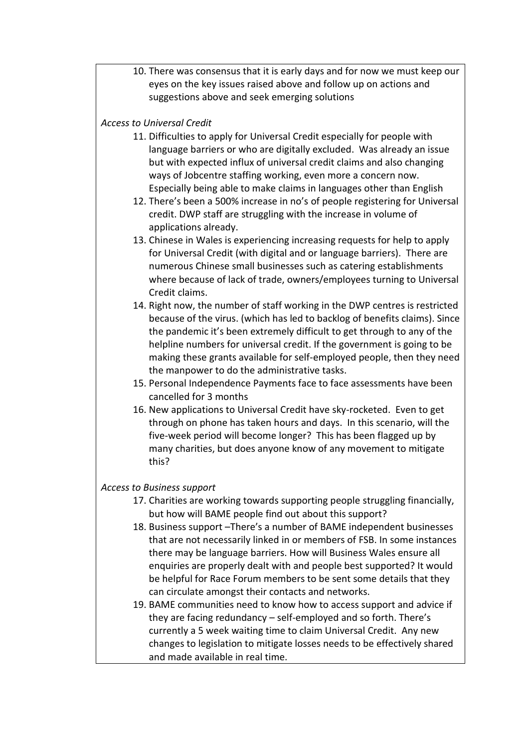10. There was consensus that it is early days and for now we must keep our eyes on the key issues raised above and follow up on actions and suggestions above and seek emerging solutions

*Access to Universal Credit*

11. Difficulties to apply for Universal Credit especially for people with language barriers or who are digitally excluded. Was already an issue but with expected influx of universal credit claims and also changing ways of Jobcentre staffing working, even more a concern now. Especially being able to make claims in languages other than English
12. There's been a 500% increase in no's of people registering for Universal credit. DWP staff are struggling with the increase in volume of applications already.
13. Chinese in Wales is experiencing increasing requests for help to apply for Universal Credit (with digital and or language barriers). There are numerous Chinese small businesses such as catering establishments where because of lack of trade, owners/employees turning to Universal Credit claims.
14. Right now, the number of staff working in the DWP centres is restricted because of the virus. (which has led to backlog of benefits claims). Since the pandemic it's been extremely difficult to get through to any of the helpline numbers for universal credit. If the government is going to be making these grants available for self-employed people, then they need the manpower to do the administrative tasks.
15. Personal Independence Payments face to face assessments have been cancelled for 3 months
16. New applications to Universal Credit have sky-rocketed. Even to get through on phone has taken hours and days. In this scenario, will the five-week period will become longer? This has been flagged up by many charities, but does anyone know of any movement to mitigate this?

*Access to Business support*

17. Charities are working towards supporting people struggling financially, but how will BAME people find out about this support?
18. Business support –There's a number of BAME independent businesses that are not necessarily linked in or members of FSB. In some instances there may be language barriers. How will Business Wales ensure all enquiries are properly dealt with and people best supported? It would be helpful for Race Forum members to be sent some details that they can circulate amongst their contacts and networks.
19. BAME communities need to know how to access support and advice if they are facing redundancy – self-employed and so forth. There's currently a 5 week waiting time to claim Universal Credit. Any new changes to legislation to mitigate losses needs to be effectively shared and made available in real time.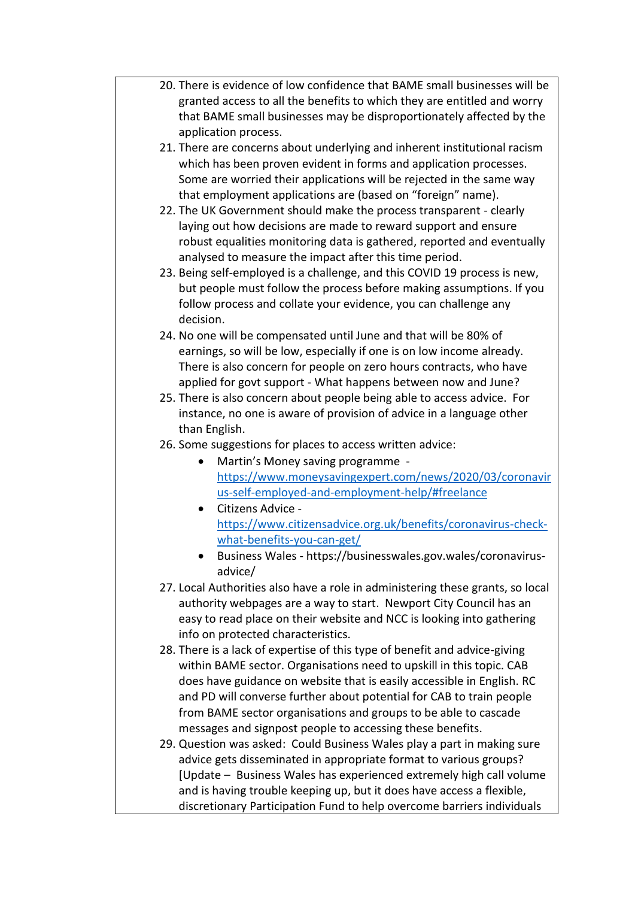20. There is evidence of low confidence that BAME small businesses will be granted access to all the benefits to which they are entitled and worry that BAME small businesses may be disproportionately affected by the application process.
21. There are concerns about underlying and inherent institutional racism which has been proven evident in forms and application processes. Some are worried their applications will be rejected in the same way that employment applications are (based on "foreign" name).
22. The UK Government should make the process transparent - clearly laying out how decisions are made to reward support and ensure robust equalities monitoring data is gathered, reported and eventually analysed to measure the impact after this time period.
23. Being self-employed is a challenge, and this COVID 19 process is new, but people must follow the process before making assumptions. If you follow process and collate your evidence, you can challenge any decision.
24. No one will be compensated until June and that will be 80% of earnings, so will be low, especially if one is on low income already. There is also concern for people on zero hours contracts, who have applied for govt support - What happens between now and June?
25. There is also concern about people being able to access advice. For instance, no one is aware of provision of advice in a language other than English.
26. Some suggestions for places to access written advice:
    - Martin's Money saving programme - https://www.moneysavingexpert.com/news/2020/03/coronavirus-self-employed-and-employment-help/#freelance
    - Citizens Advice - https://www.citizensadvice.org.uk/benefits/coronavirus-check-what-benefits-you-can-get/
    - Business Wales - https://businesswales.gov.wales/coronavirus-advice/
27. Local Authorities also have a role in administering these grants, so local authority webpages are a way to start. Newport City Council has an easy to read place on their website and NCC is looking into gathering info on protected characteristics.
28. There is a lack of expertise of this type of benefit and advice-giving within BAME sector. Organisations need to upskill in this topic. CAB does have guidance on website that is easily accessible in English. RC and PD will converse further about potential for CAB to train people from BAME sector organisations and groups to be able to cascade messages and signpost people to accessing these benefits.
29. Question was asked: Could Business Wales play a part in making sure advice gets disseminated in appropriate format to various groups? [Update – Business Wales has experienced extremely high call volume and is having trouble keeping up, but it does have access a flexible, discretionary Participation Fund to help overcome barriers individuals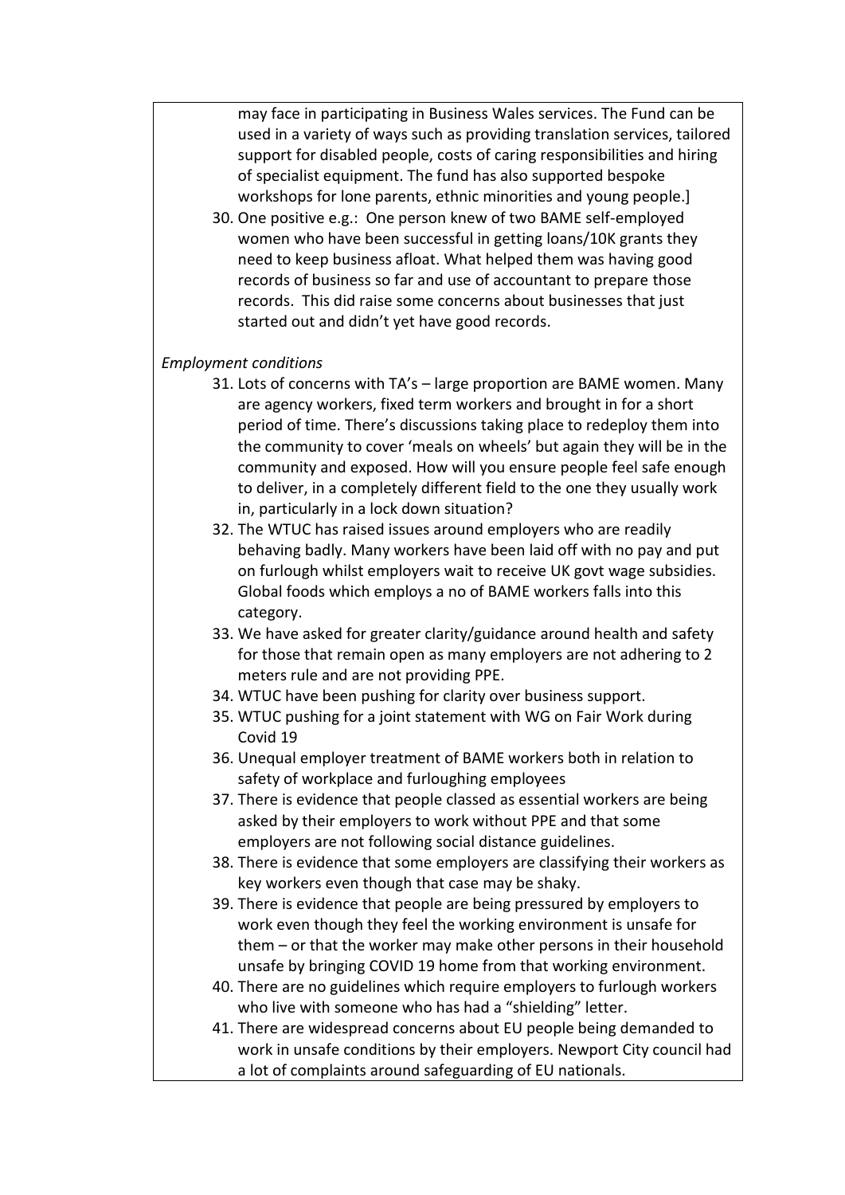may face in participating in Business Wales services. The Fund can be used in a variety of ways such as providing translation services, tailored support for disabled people, costs of caring responsibilities and hiring of specialist equipment. The fund has also supported bespoke workshops for lone parents, ethnic minorities and young people.]

30. One positive e.g.: One person knew of two BAME self-employed women who have been successful in getting loans/10K grants they need to keep business afloat. What helped them was having good records of business so far and use of accountant to prepare those records. This did raise some concerns about businesses that just started out and didn't yet have good records.

*Employment conditions*

31. Lots of concerns with TA's – large proportion are BAME women. Many are agency workers, fixed term workers and brought in for a short period of time. There's discussions taking place to redeploy them into the community to cover 'meals on wheels' but again they will be in the community and exposed. How will you ensure people feel safe enough to deliver, in a completely different field to the one they usually work in, particularly in a lock down situation?
32. The WTUC has raised issues around employers who are readily behaving badly. Many workers have been laid off with no pay and put on furlough whilst employers wait to receive UK govt wage subsidies. Global foods which employs a no of BAME workers falls into this category.
33. We have asked for greater clarity/guidance around health and safety for those that remain open as many employers are not adhering to 2 meters rule and are not providing PPE.
34. WTUC have been pushing for clarity over business support.
35. WTUC pushing for a joint statement with WG on Fair Work during Covid 19
36. Unequal employer treatment of BAME workers both in relation to safety of workplace and furloughing employees
37. There is evidence that people classed as essential workers are being asked by their employers to work without PPE and that some employers are not following social distance guidelines.
38. There is evidence that some employers are classifying their workers as key workers even though that case may be shaky.
39. There is evidence that people are being pressured by employers to work even though they feel the working environment is unsafe for them – or that the worker may make other persons in their household unsafe by bringing COVID 19 home from that working environment.
40. There are no guidelines which require employers to furlough workers who live with someone who has had a "shielding" letter.
41. There are widespread concerns about EU people being demanded to work in unsafe conditions by their employers. Newport City council had a lot of complaints around safeguarding of EU nationals.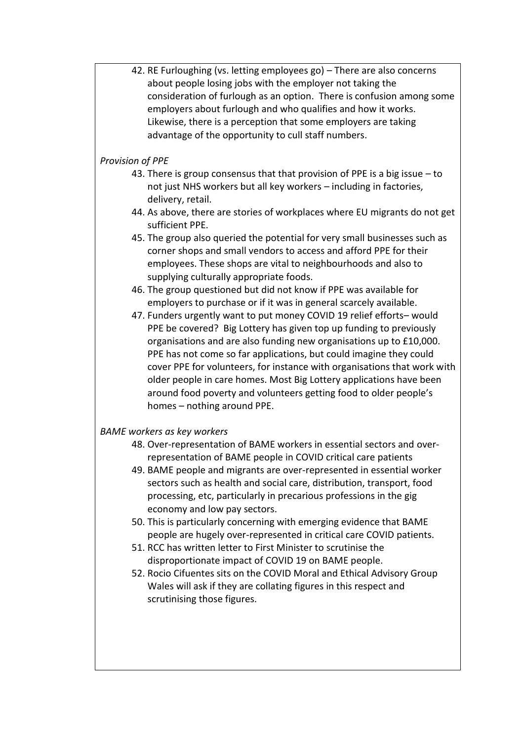42. RE Furloughing (vs. letting employees go) – There are also concerns about people losing jobs with the employer not taking the consideration of furlough as an option. There is confusion among some employers about furlough and who qualifies and how it works. Likewise, there is a perception that some employers are taking advantage of the opportunity to cull staff numbers.

*Provision of PPE*

43. There is group consensus that that provision of PPE is a big issue – to not just NHS workers but all key workers – including in factories, delivery, retail.
44. As above, there are stories of workplaces where EU migrants do not get sufficient PPE.
45. The group also queried the potential for very small businesses such as corner shops and small vendors to access and afford PPE for their employees. These shops are vital to neighbourhoods and also to supplying culturally appropriate foods.
46. The group questioned but did not know if PPE was available for employers to purchase or if it was in general scarcely available.
47. Funders urgently want to put money COVID 19 relief efforts– would PPE be covered? Big Lottery has given top up funding to previously organisations and are also funding new organisations up to £10,000. PPE has not come so far applications, but could imagine they could cover PPE for volunteers, for instance with organisations that work with older people in care homes. Most Big Lottery applications have been around food poverty and volunteers getting food to older people's homes – nothing around PPE.

*BAME workers as key workers*

48. Over-representation of BAME workers in essential sectors and over-representation of BAME people in COVID critical care patients
49. BAME people and migrants are over-represented in essential worker sectors such as health and social care, distribution, transport, food processing, etc, particularly in precarious professions in the gig economy and low pay sectors.
50. This is particularly concerning with emerging evidence that BAME people are hugely over-represented in critical care COVID patients.
51. RCC has written letter to First Minister to scrutinise the disproportionate impact of COVID 19 on BAME people.
52. Rocio Cifuentes sits on the COVID Moral and Ethical Advisory Group Wales will ask if they are collating figures in this respect and scrutinising those figures.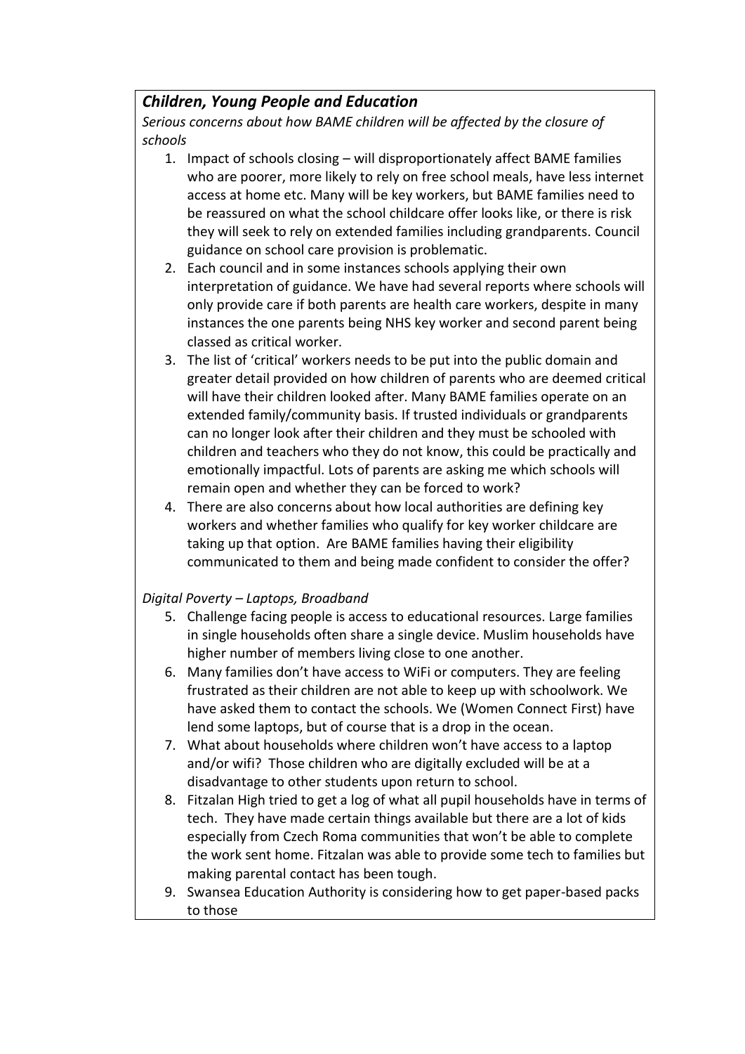### *Children, Young People and Education*

*Serious concerns about how BAME children will be affected by the closure of schools*

1. Impact of schools closing – will disproportionately affect BAME families who are poorer, more likely to rely on free school meals, have less internet access at home etc. Many will be key workers, but BAME families need to be reassured on what the school childcare offer looks like, or there is risk they will seek to rely on extended families including grandparents. Council guidance on school care provision is problematic.
2. Each council and in some instances schools applying their own interpretation of guidance. We have had several reports where schools will only provide care if both parents are health care workers, despite in many instances the one parents being NHS key worker and second parent being classed as critical worker.
3. The list of 'critical' workers needs to be put into the public domain and greater detail provided on how children of parents who are deemed critical will have their children looked after. Many BAME families operate on an extended family/community basis. If trusted individuals or grandparents can no longer look after their children and they must be schooled with children and teachers who they do not know, this could be practically and emotionally impactful. Lots of parents are asking me which schools will remain open and whether they can be forced to work?
4. There are also concerns about how local authorities are defining key workers and whether families who qualify for key worker childcare are taking up that option. Are BAME families having their eligibility communicated to them and being made confident to consider the offer?

*Digital Poverty – Laptops, Broadband*

5. Challenge facing people is access to educational resources. Large families in single households often share a single device. Muslim households have higher number of members living close to one another.
6. Many families don't have access to WiFi or computers. They are feeling frustrated as their children are not able to keep up with schoolwork. We have asked them to contact the schools. We (Women Connect First) have lend some laptops, but of course that is a drop in the ocean.
7. What about households where children won't have access to a laptop and/or wifi? Those children who are digitally excluded will be at a disadvantage to other students upon return to school.
8. Fitzalan High tried to get a log of what all pupil households have in terms of tech. They have made certain things available but there are a lot of kids especially from Czech Roma communities that won't be able to complete the work sent home. Fitzalan was able to provide some tech to families but making parental contact has been tough.
9. Swansea Education Authority is considering how to get paper-based packs to those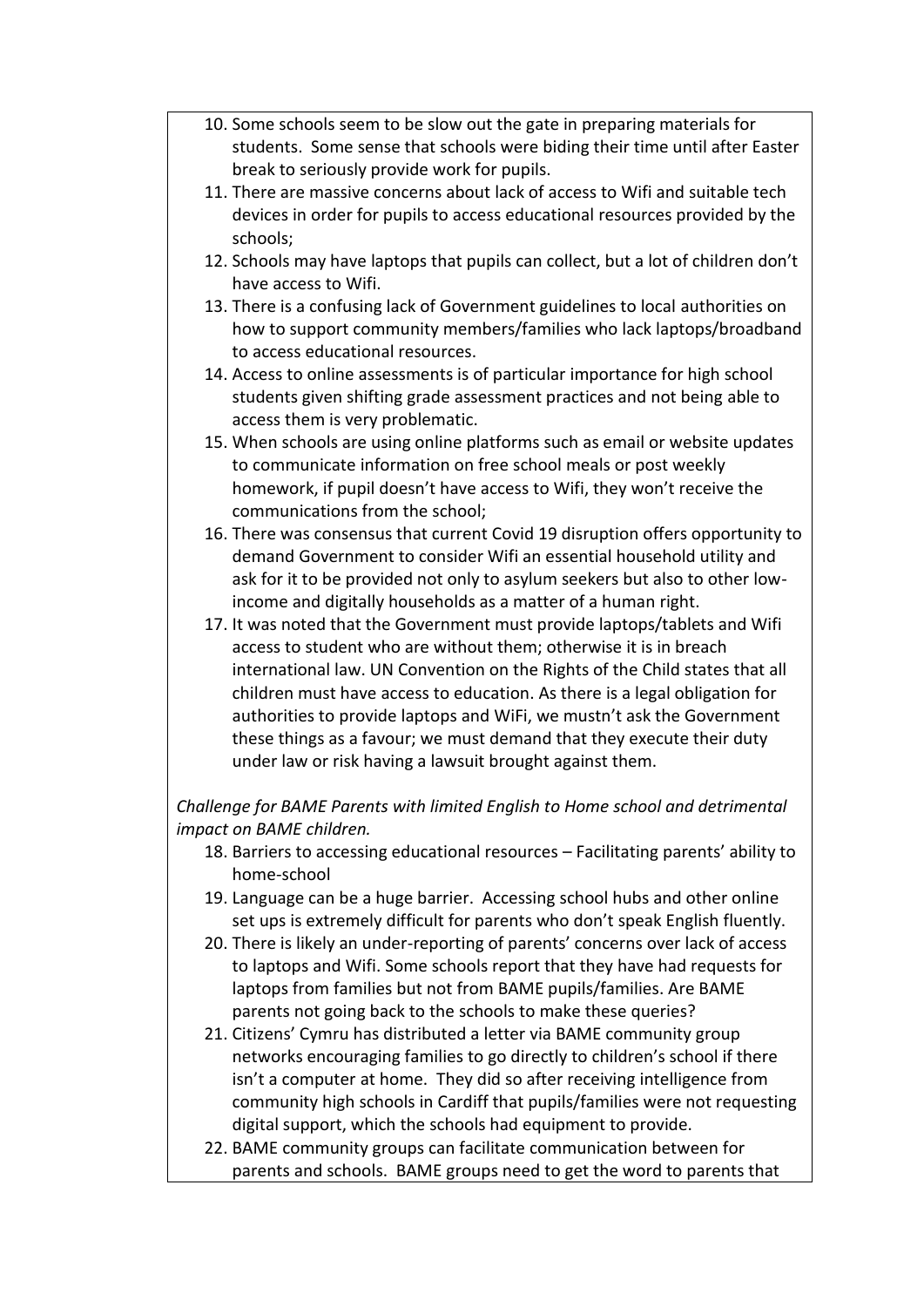10. Some schools seem to be slow out the gate in preparing materials for students. Some sense that schools were biding their time until after Easter break to seriously provide work for pupils.
11. There are massive concerns about lack of access to Wifi and suitable tech devices in order for pupils to access educational resources provided by the schools;
12. Schools may have laptops that pupils can collect, but a lot of children don't have access to Wifi.
13. There is a confusing lack of Government guidelines to local authorities on how to support community members/families who lack laptops/broadband to access educational resources.
14. Access to online assessments is of particular importance for high school students given shifting grade assessment practices and not being able to access them is very problematic.
15. When schools are using online platforms such as email or website updates to communicate information on free school meals or post weekly homework, if pupil doesn't have access to Wifi, they won't receive the communications from the school;
16. There was consensus that current Covid 19 disruption offers opportunity to demand Government to consider Wifi an essential household utility and ask for it to be provided not only to asylum seekers but also to other low-income and digitally households as a matter of a human right.
17. It was noted that the Government must provide laptops/tablets and Wifi access to student who are without them; otherwise it is in breach international law. UN Convention on the Rights of the Child states that all children must have access to education. As there is a legal obligation for authorities to provide laptops and WiFi, we mustn't ask the Government these things as a favour; we must demand that they execute their duty under law or risk having a lawsuit brought against them.

*Challenge for BAME Parents with limited English to Home school and detrimental impact on BAME children.*

18. Barriers to accessing educational resources – Facilitating parents' ability to home-school
19. Language can be a huge barrier. Accessing school hubs and other online set ups is extremely difficult for parents who don't speak English fluently.
20. There is likely an under-reporting of parents' concerns over lack of access to laptops and Wifi. Some schools report that they have had requests for laptops from families but not from BAME pupils/families. Are BAME parents not going back to the schools to make these queries?
21. Citizens' Cymru has distributed a letter via BAME community group networks encouraging families to go directly to children's school if there isn't a computer at home. They did so after receiving intelligence from community high schools in Cardiff that pupils/families were not requesting digital support, which the schools had equipment to provide.
22. BAME community groups can facilitate communication between for parents and schools. BAME groups need to get the word to parents that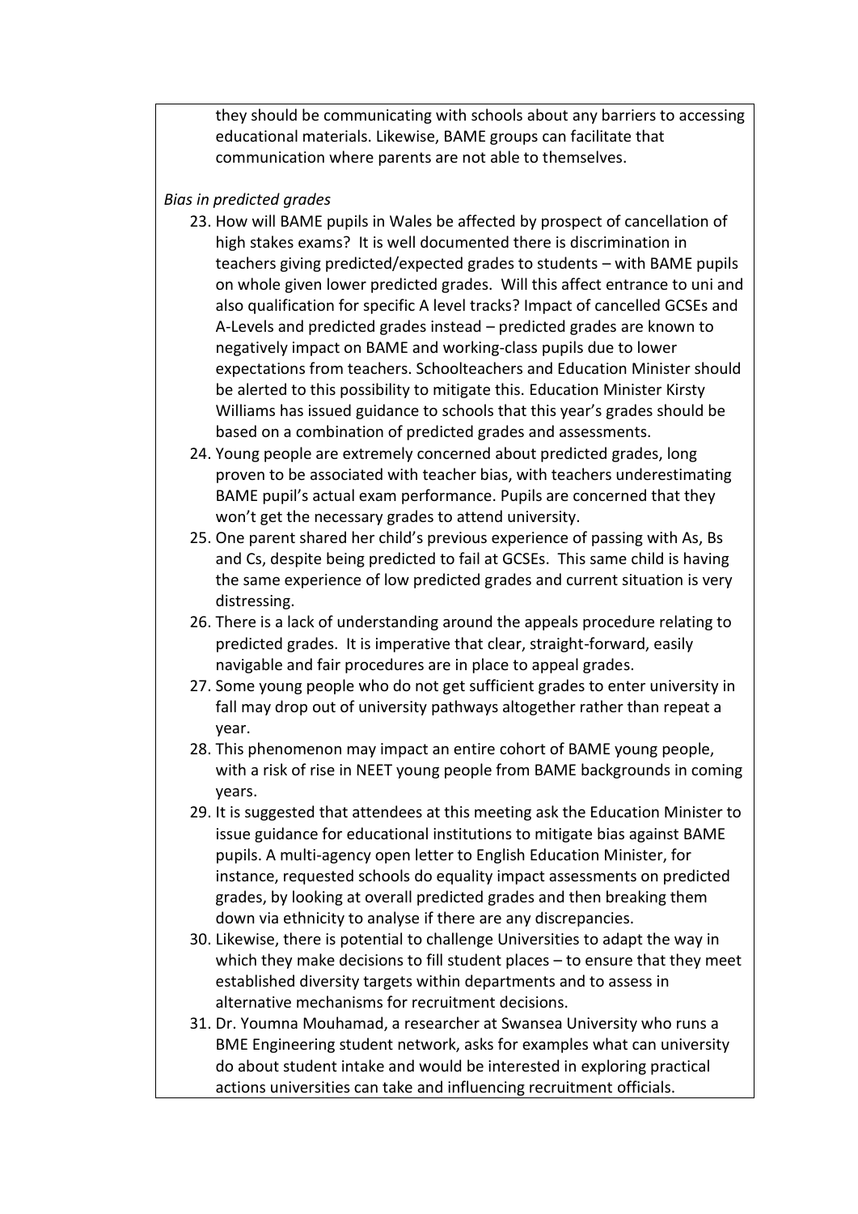they should be communicating with schools about any barriers to accessing educational materials. Likewise, BAME groups can facilitate that communication where parents are not able to themselves.

*Bias in predicted grades*

23. How will BAME pupils in Wales be affected by prospect of cancellation of high stakes exams? It is well documented there is discrimination in teachers giving predicted/expected grades to students – with BAME pupils on whole given lower predicted grades. Will this affect entrance to uni and also qualification for specific A level tracks? Impact of cancelled GCSEs and A-Levels and predicted grades instead – predicted grades are known to negatively impact on BAME and working-class pupils due to lower expectations from teachers. Schoolteachers and Education Minister should be alerted to this possibility to mitigate this. Education Minister Kirsty Williams has issued guidance to schools that this year's grades should be based on a combination of predicted grades and assessments.
24. Young people are extremely concerned about predicted grades, long proven to be associated with teacher bias, with teachers underestimating BAME pupil's actual exam performance. Pupils are concerned that they won't get the necessary grades to attend university.
25. One parent shared her child's previous experience of passing with As, Bs and Cs, despite being predicted to fail at GCSEs. This same child is having the same experience of low predicted grades and current situation is very distressing.
26. There is a lack of understanding around the appeals procedure relating to predicted grades. It is imperative that clear, straight-forward, easily navigable and fair procedures are in place to appeal grades.
27. Some young people who do not get sufficient grades to enter university in fall may drop out of university pathways altogether rather than repeat a year.
28. This phenomenon may impact an entire cohort of BAME young people, with a risk of rise in NEET young people from BAME backgrounds in coming years.
29. It is suggested that attendees at this meeting ask the Education Minister to issue guidance for educational institutions to mitigate bias against BAME pupils. A multi-agency open letter to English Education Minister, for instance, requested schools do equality impact assessments on predicted grades, by looking at overall predicted grades and then breaking them down via ethnicity to analyse if there are any discrepancies.
30. Likewise, there is potential to challenge Universities to adapt the way in which they make decisions to fill student places – to ensure that they meet established diversity targets within departments and to assess in alternative mechanisms for recruitment decisions.
31. Dr. Youmna Mouhamad, a researcher at Swansea University who runs a BME Engineering student network, asks for examples what can university do about student intake and would be interested in exploring practical actions universities can take and influencing recruitment officials.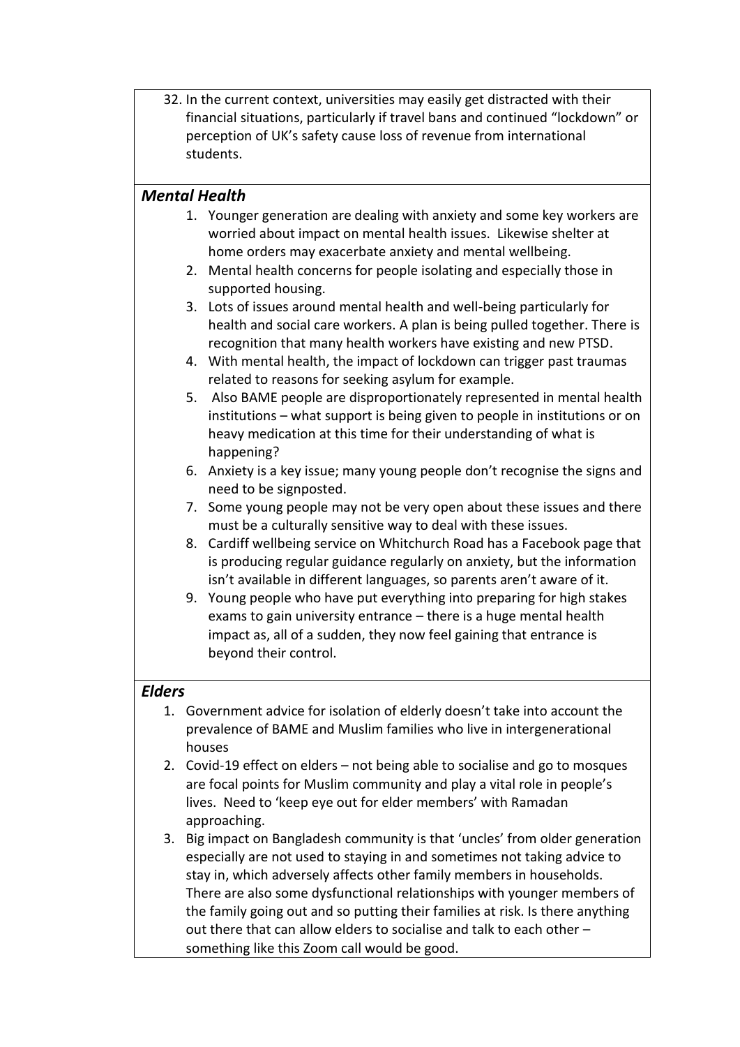32. In the current context, universities may easily get distracted with their financial situations, particularly if travel bans and continued "lockdown" or perception of UK's safety cause loss of revenue from international students.

### *Mental Health*

1. Younger generation are dealing with anxiety and some key workers are worried about impact on mental health issues. Likewise shelter at home orders may exacerbate anxiety and mental wellbeing.
2. Mental health concerns for people isolating and especially those in supported housing.
3. Lots of issues around mental health and well-being particularly for health and social care workers. A plan is being pulled together. There is recognition that many health workers have existing and new PTSD.
4. With mental health, the impact of lockdown can trigger past traumas related to reasons for seeking asylum for example.
5. Also BAME people are disproportionately represented in mental health institutions – what support is being given to people in institutions or on heavy medication at this time for their understanding of what is happening?
6. Anxiety is a key issue; many young people don't recognise the signs and need to be signposted.
7. Some young people may not be very open about these issues and there must be a culturally sensitive way to deal with these issues.
8. Cardiff wellbeing service on Whitchurch Road has a Facebook page that is producing regular guidance regularly on anxiety, but the information isn't available in different languages, so parents aren't aware of it.
9. Young people who have put everything into preparing for high stakes exams to gain university entrance – there is a huge mental health impact as, all of a sudden, they now feel gaining that entrance is beyond their control.

### *Elders*

1. Government advice for isolation of elderly doesn't take into account the prevalence of BAME and Muslim families who live in intergenerational houses
2. Covid-19 effect on elders – not being able to socialise and go to mosques are focal points for Muslim community and play a vital role in people's lives. Need to 'keep eye out for elder members' with Ramadan approaching.
3. Big impact on Bangladesh community is that 'uncles' from older generation especially are not used to staying in and sometimes not taking advice to stay in, which adversely affects other family members in households. There are also some dysfunctional relationships with younger members of the family going out and so putting their families at risk. Is there anything out there that can allow elders to socialise and talk to each other – something like this Zoom call would be good.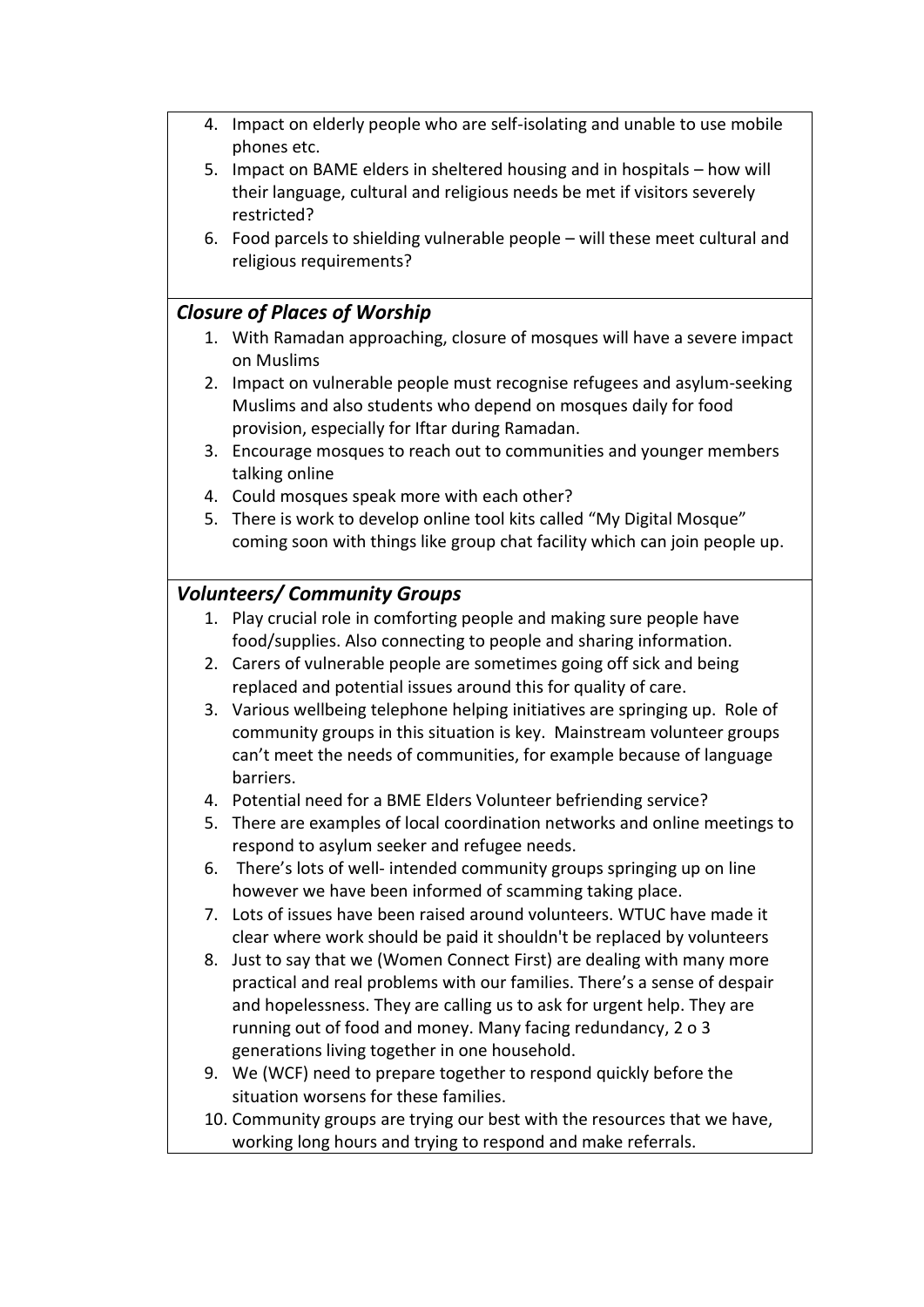4. Impact on elderly people who are self-isolating and unable to use mobile phones etc.
5. Impact on BAME elders in sheltered housing and in hospitals – how will their language, cultural and religious needs be met if visitors severely restricted?
6. Food parcels to shielding vulnerable people – will these meet cultural and religious requirements?

### *Closure of Places of Worship*

1. With Ramadan approaching, closure of mosques will have a severe impact on Muslims
2. Impact on vulnerable people must recognise refugees and asylum-seeking Muslims and also students who depend on mosques daily for food provision, especially for Iftar during Ramadan.
3. Encourage mosques to reach out to communities and younger members talking online
4. Could mosques speak more with each other?
5. There is work to develop online tool kits called "My Digital Mosque" coming soon with things like group chat facility which can join people up.

### *Volunteers/ Community Groups*

1. Play crucial role in comforting people and making sure people have food/supplies. Also connecting to people and sharing information.
2. Carers of vulnerable people are sometimes going off sick and being replaced and potential issues around this for quality of care.
3. Various wellbeing telephone helping initiatives are springing up. Role of community groups in this situation is key. Mainstream volunteer groups can't meet the needs of communities, for example because of language barriers.
4. Potential need for a BME Elders Volunteer befriending service?
5. There are examples of local coordination networks and online meetings to respond to asylum seeker and refugee needs.
6. There's lots of well- intended community groups springing up on line however we have been informed of scamming taking place.
7. Lots of issues have been raised around volunteers. WTUC have made it clear where work should be paid it shouldn't be replaced by volunteers
8. Just to say that we (Women Connect First) are dealing with many more practical and real problems with our families. There's a sense of despair and hopelessness. They are calling us to ask for urgent help. They are running out of food and money. Many facing redundancy, 2 o 3 generations living together in one household.
9. We (WCF) need to prepare together to respond quickly before the situation worsens for these families.
10. Community groups are trying our best with the resources that we have, working long hours and trying to respond and make referrals.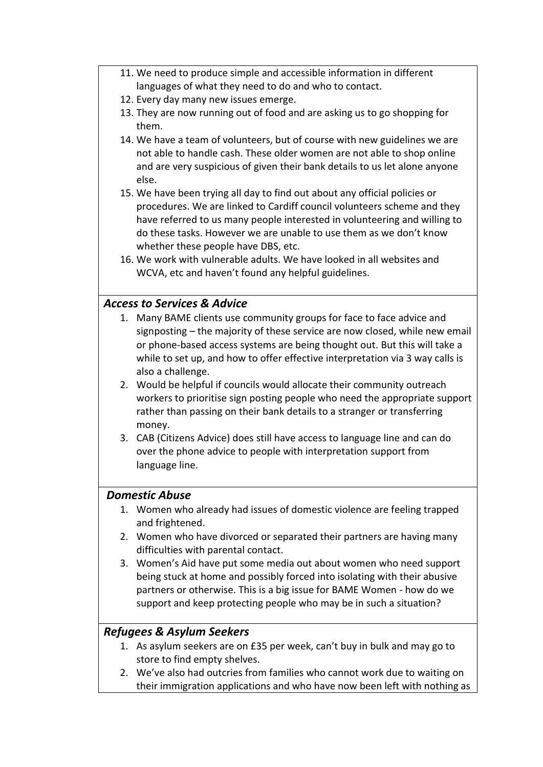11. We need to produce simple and accessible information in different languages of what they need to do and who to contact.
12. Every day many new issues emerge.
13. They are now running out of food and are asking us to go shopping for them.
14. We have a team of volunteers, but of course with new guidelines we are not able to handle cash. These older women are not able to shop online and are very suspicious of given their bank details to us let alone anyone else.
15. We have been trying all day to find out about any official policies or procedures. We are linked to Cardiff council volunteers scheme and they have referred to us many people interested in volunteering and willing to do these tasks. However we are unable to use them as we don't know whether these people have DBS, etc.
16. We work with vulnerable adults. We have looked in all websites and WCVA, etc and haven't found any helpful guidelines.

### *Access to Services & Advice*

1. Many BAME clients use community groups for face to face advice and signposting – the majority of these service are now closed, while new email or phone-based access systems are being thought out. But this will take a while to set up, and how to offer effective interpretation via 3 way calls is also a challenge.
2. Would be helpful if councils would allocate their community outreach workers to prioritise sign posting people who need the appropriate support rather than passing on their bank details to a stranger or transferring money.
3. CAB (Citizens Advice) does still have access to language line and can do over the phone advice to people with interpretation support from language line.

### *Domestic Abuse*

1. Women who already had issues of domestic violence are feeling trapped and frightened.
2. Women who have divorced or separated their partners are having many difficulties with parental contact.
3. Women's Aid have put some media out about women who need support being stuck at home and possibly forced into isolating with their abusive partners or otherwise. This is a big issue for BAME Women - how do we support and keep protecting people who may be in such a situation?

### *Refugees & Asylum Seekers*

1. As asylum seekers are on £35 per week, can't buy in bulk and may go to store to find empty shelves.
2. We've also had outcries from families who cannot work due to waiting on their immigration applications and who have now been left with nothing as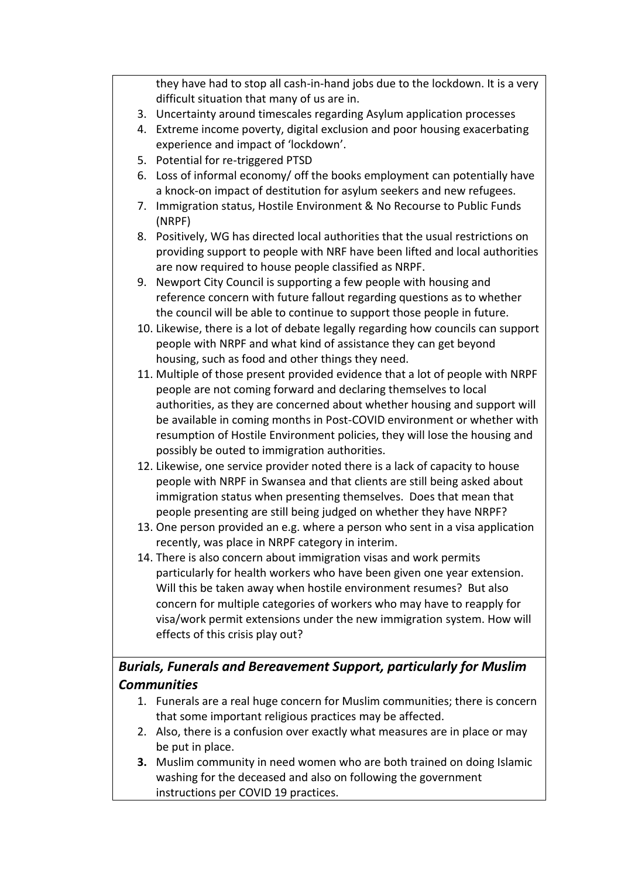they have had to stop all cash-in-hand jobs due to the lockdown. It is a very difficult situation that many of us are in.

3. Uncertainty around timescales regarding Asylum application processes
4. Extreme income poverty, digital exclusion and poor housing exacerbating experience and impact of 'lockdown'.
5. Potential for re-triggered PTSD
6. Loss of informal economy/ off the books employment can potentially have a knock-on impact of destitution for asylum seekers and new refugees.
7. Immigration status, Hostile Environment & No Recourse to Public Funds (NRPF)
8. Positively, WG has directed local authorities that the usual restrictions on providing support to people with NRF have been lifted and local authorities are now required to house people classified as NRPF.
9. Newport City Council is supporting a few people with housing and reference concern with future fallout regarding questions as to whether the council will be able to continue to support those people in future.
10. Likewise, there is a lot of debate legally regarding how councils can support people with NRPF and what kind of assistance they can get beyond housing, such as food and other things they need.
11. Multiple of those present provided evidence that a lot of people with NRPF people are not coming forward and declaring themselves to local authorities, as they are concerned about whether housing and support will be available in coming months in Post-COVID environment or whether with resumption of Hostile Environment policies, they will lose the housing and possibly be outed to immigration authorities.
12. Likewise, one service provider noted there is a lack of capacity to house people with NRPF in Swansea and that clients are still being asked about immigration status when presenting themselves. Does that mean that people presenting are still being judged on whether they have NRPF?
13. One person provided an e.g. where a person who sent in a visa application recently, was place in NRPF category in interim.
14. There is also concern about immigration visas and work permits particularly for health workers who have been given one year extension. Will this be taken away when hostile environment resumes? But also concern for multiple categories of workers who may have to reapply for visa/work permit extensions under the new immigration system. How will effects of this crisis play out?

### ***Burials, Funerals and Bereavement Support, particularly for Muslim Communities***

1. Funerals are a real huge concern for Muslim communities; there is concern that some important religious practices may be affected.
2. Also, there is a confusion over exactly what measures are in place or may be put in place.
3. Muslim community in need women who are both trained on doing Islamic washing for the deceased and also on following the government instructions per COVID 19 practices.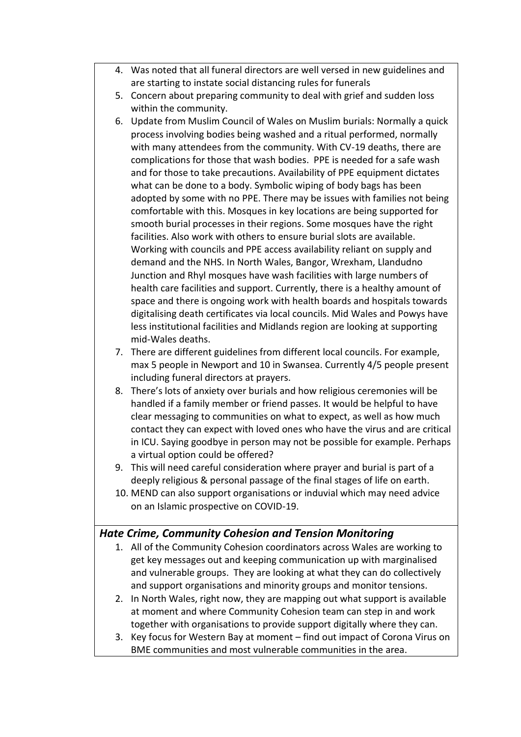4. Was noted that all funeral directors are well versed in new guidelines and are starting to instate social distancing rules for funerals
5. Concern about preparing community to deal with grief and sudden loss within the community.
6. Update from Muslim Council of Wales on Muslim burials: Normally a quick process involving bodies being washed and a ritual performed, normally with many attendees from the community. With CV-19 deaths, there are complications for those that wash bodies. PPE is needed for a safe wash and for those to take precautions. Availability of PPE equipment dictates what can be done to a body. Symbolic wiping of body bags has been adopted by some with no PPE. There may be issues with families not being comfortable with this. Mosques in key locations are being supported for smooth burial processes in their regions. Some mosques have the right facilities. Also work with others to ensure burial slots are available. Working with councils and PPE access availability reliant on supply and demand and the NHS. In North Wales, Bangor, Wrexham, Llandudno Junction and Rhyl mosques have wash facilities with large numbers of health care facilities and support. Currently, there is a healthy amount of space and there is ongoing work with health boards and hospitals towards digitalising death certificates via local councils. Mid Wales and Powys have less institutional facilities and Midlands region are looking at supporting mid-Wales deaths.
7. There are different guidelines from different local councils. For example, max 5 people in Newport and 10 in Swansea. Currently 4/5 people present including funeral directors at prayers.
8. There's lots of anxiety over burials and how religious ceremonies will be handled if a family member or friend passes. It would be helpful to have clear messaging to communities on what to expect, as well as how much contact they can expect with loved ones who have the virus and are critical in ICU. Saying goodbye in person may not be possible for example. Perhaps a virtual option could be offered?
9. This will need careful consideration where prayer and burial is part of a deeply religious & personal passage of the final stages of life on earth.
10. MEND can also support organisations or induvial which may need advice on an Islamic prospective on COVID-19.

### *Hate Crime, Community Cohesion and Tension Monitoring*

1. All of the Community Cohesion coordinators across Wales are working to get key messages out and keeping communication up with marginalised and vulnerable groups. They are looking at what they can do collectively and support organisations and minority groups and monitor tensions.
2. In North Wales, right now, they are mapping out what support is available at moment and where Community Cohesion team can step in and work together with organisations to provide support digitally where they can.
3. Key focus for Western Bay at moment – find out impact of Corona Virus on BME communities and most vulnerable communities in the area.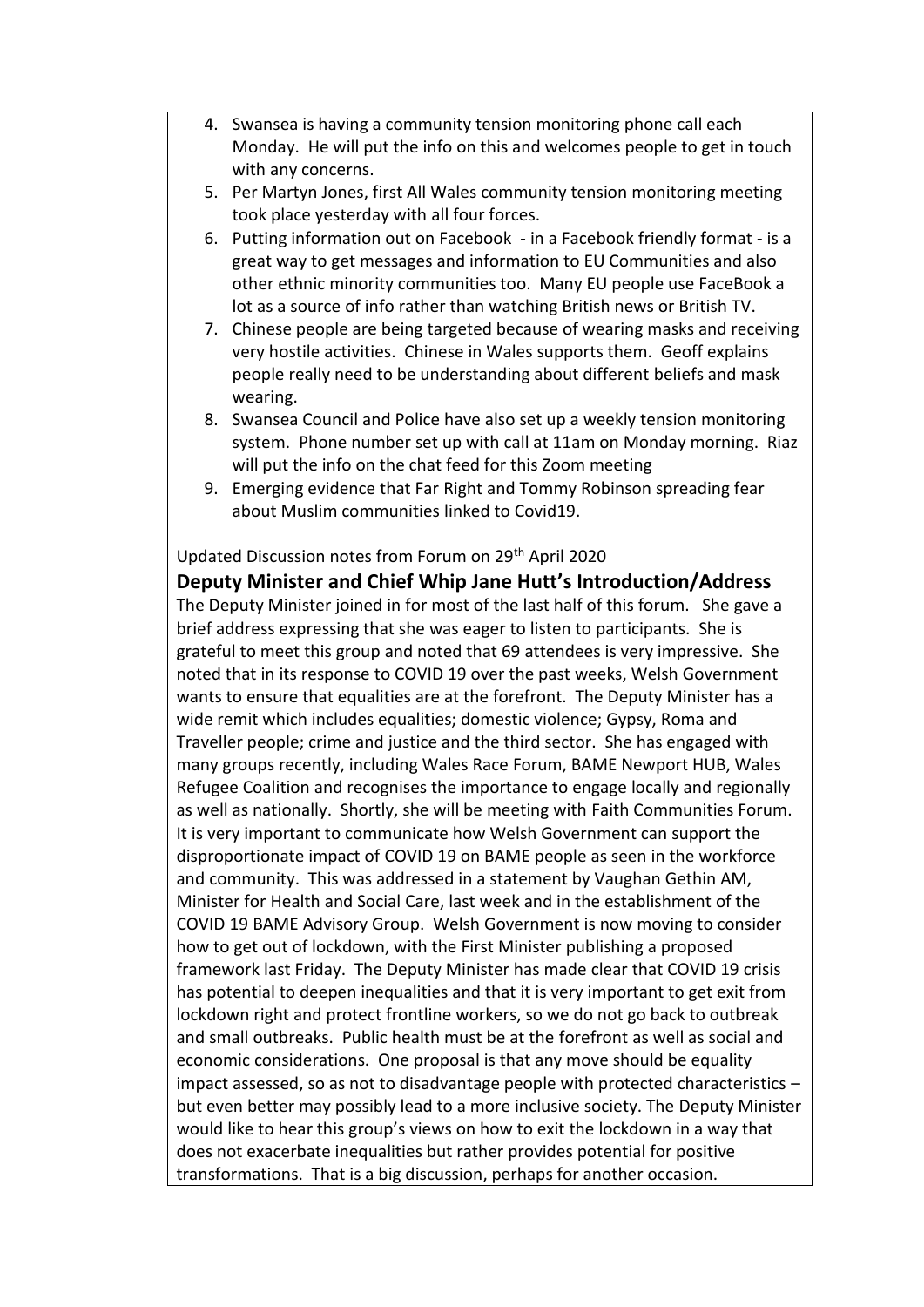4. Swansea is having a community tension monitoring phone call each Monday. He will put the info on this and welcomes people to get in touch with any concerns.
5. Per Martyn Jones, first All Wales community tension monitoring meeting took place yesterday with all four forces.
6. Putting information out on Facebook - in a Facebook friendly format - is a great way to get messages and information to EU Communities and also other ethnic minority communities too. Many EU people use FaceBook a lot as a source of info rather than watching British news or British TV.
7. Chinese people are being targeted because of wearing masks and receiving very hostile activities. Chinese in Wales supports them. Geoff explains people really need to be understanding about different beliefs and mask wearing.
8. Swansea Council and Police have also set up a weekly tension monitoring system. Phone number set up with call at 11am on Monday morning. Riaz will put the info on the chat feed for this Zoom meeting
9. Emerging evidence that Far Right and Tommy Robinson spreading fear about Muslim communities linked to Covid19.

Updated Discussion notes from Forum on 29th April 2020

**Deputy Minister and Chief Whip Jane Hutt's Introduction/Address**

The Deputy Minister joined in for most of the last half of this forum. She gave a brief address expressing that she was eager to listen to participants. She is grateful to meet this group and noted that 69 attendees is very impressive. She noted that in its response to COVID 19 over the past weeks, Welsh Government wants to ensure that equalities are at the forefront. The Deputy Minister has a wide remit which includes equalities; domestic violence; Gypsy, Roma and Traveller people; crime and justice and the third sector. She has engaged with many groups recently, including Wales Race Forum, BAME Newport HUB, Wales Refugee Coalition and recognises the importance to engage locally and regionally as well as nationally. Shortly, she will be meeting with Faith Communities Forum. It is very important to communicate how Welsh Government can support the disproportionate impact of COVID 19 on BAME people as seen in the workforce and community. This was addressed in a statement by Vaughan Gethin AM, Minister for Health and Social Care, last week and in the establishment of the COVID 19 BAME Advisory Group. Welsh Government is now moving to consider how to get out of lockdown, with the First Minister publishing a proposed framework last Friday. The Deputy Minister has made clear that COVID 19 crisis has potential to deepen inequalities and that it is very important to get exit from lockdown right and protect frontline workers, so we do not go back to outbreak and small outbreaks. Public health must be at the forefront as well as social and economic considerations. One proposal is that any move should be equality impact assessed, so as not to disadvantage people with protected characteristics – but even better may possibly lead to a more inclusive society. The Deputy Minister would like to hear this group's views on how to exit the lockdown in a way that does not exacerbate inequalities but rather provides potential for positive transformations. That is a big discussion, perhaps for another occasion.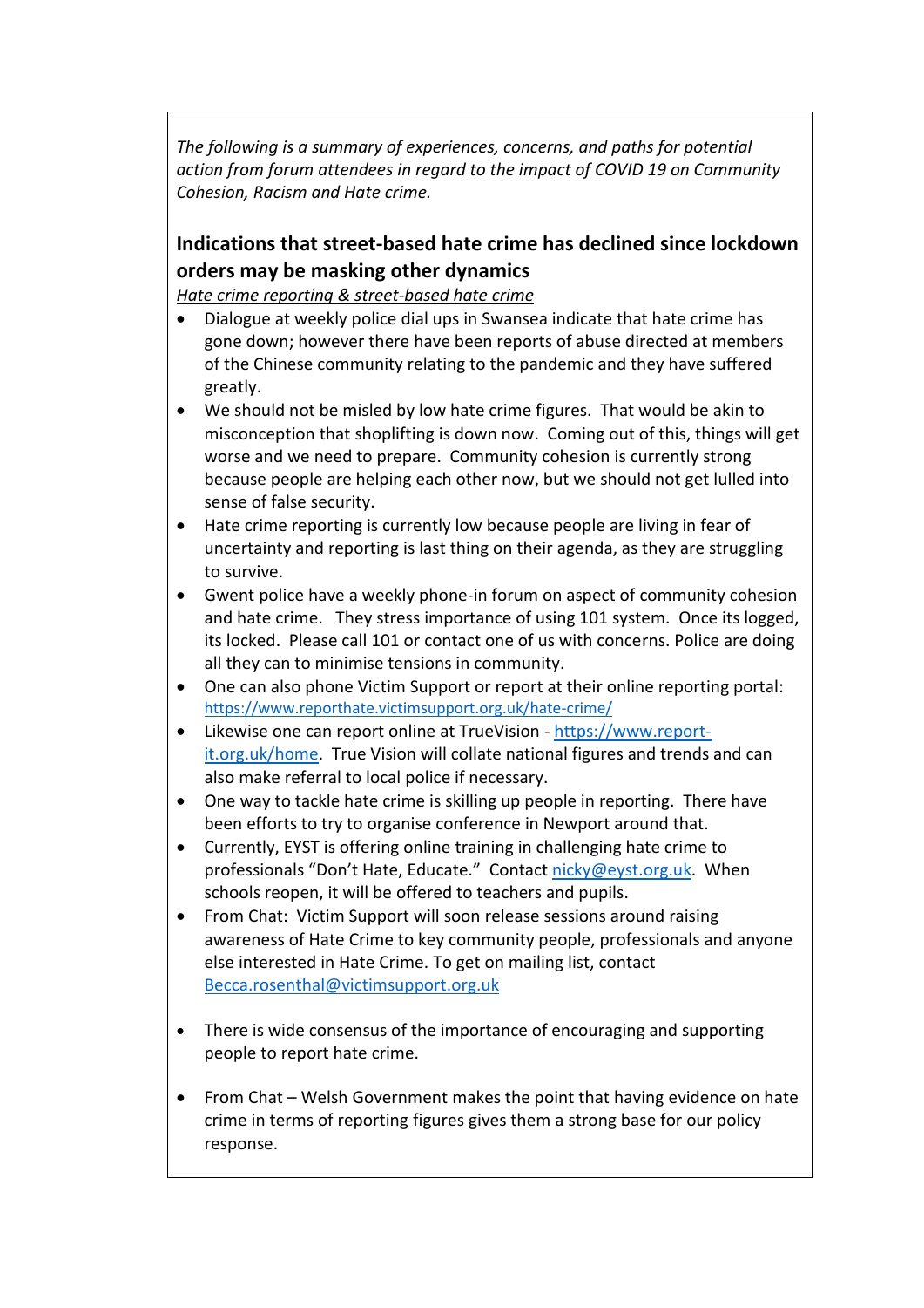*The following is a summary of experiences, concerns, and paths for potential action from forum attendees in regard to the impact of COVID 19 on Community Cohesion, Racism and Hate crime.*

## Indications that street-based hate crime has declined since lockdown orders may be masking other dynamics

*Hate crime reporting & street-based hate crime*

- Dialogue at weekly police dial ups in Swansea indicate that hate crime has gone down; however there have been reports of abuse directed at members of the Chinese community relating to the pandemic and they have suffered greatly.
- We should not be misled by low hate crime figures. That would be akin to misconception that shoplifting is down now. Coming out of this, things will get worse and we need to prepare. Community cohesion is currently strong because people are helping each other now, but we should not get lulled into sense of false security.
- Hate crime reporting is currently low because people are living in fear of uncertainty and reporting is last thing on their agenda, as they are struggling to survive.
- Gwent police have a weekly phone-in forum on aspect of community cohesion and hate crime. They stress importance of using 101 system. Once its logged, its locked. Please call 101 or contact one of us with concerns. Police are doing all they can to minimise tensions in community.
- One can also phone Victim Support or report at their online reporting portal: https://www.reporthate.victimsupport.org.uk/hate-crime/
- Likewise one can report online at TrueVision - https://www.report-it.org.uk/home. True Vision will collate national figures and trends and can also make referral to local police if necessary.
- One way to tackle hate crime is skilling up people in reporting. There have been efforts to try to organise conference in Newport around that.
- Currently, EYST is offering online training in challenging hate crime to professionals "Don't Hate, Educate." Contact nicky@eyst.org.uk. When schools reopen, it will be offered to teachers and pupils.
- From Chat: Victim Support will soon release sessions around raising awareness of Hate Crime to key community people, professionals and anyone else interested in Hate Crime. To get on mailing list, contact Becca.rosenthal@victimsupport.org.uk

- There is wide consensus of the importance of encouraging and supporting people to report hate crime.

- From Chat – Welsh Government makes the point that having evidence on hate crime in terms of reporting figures gives them a strong base for our policy response.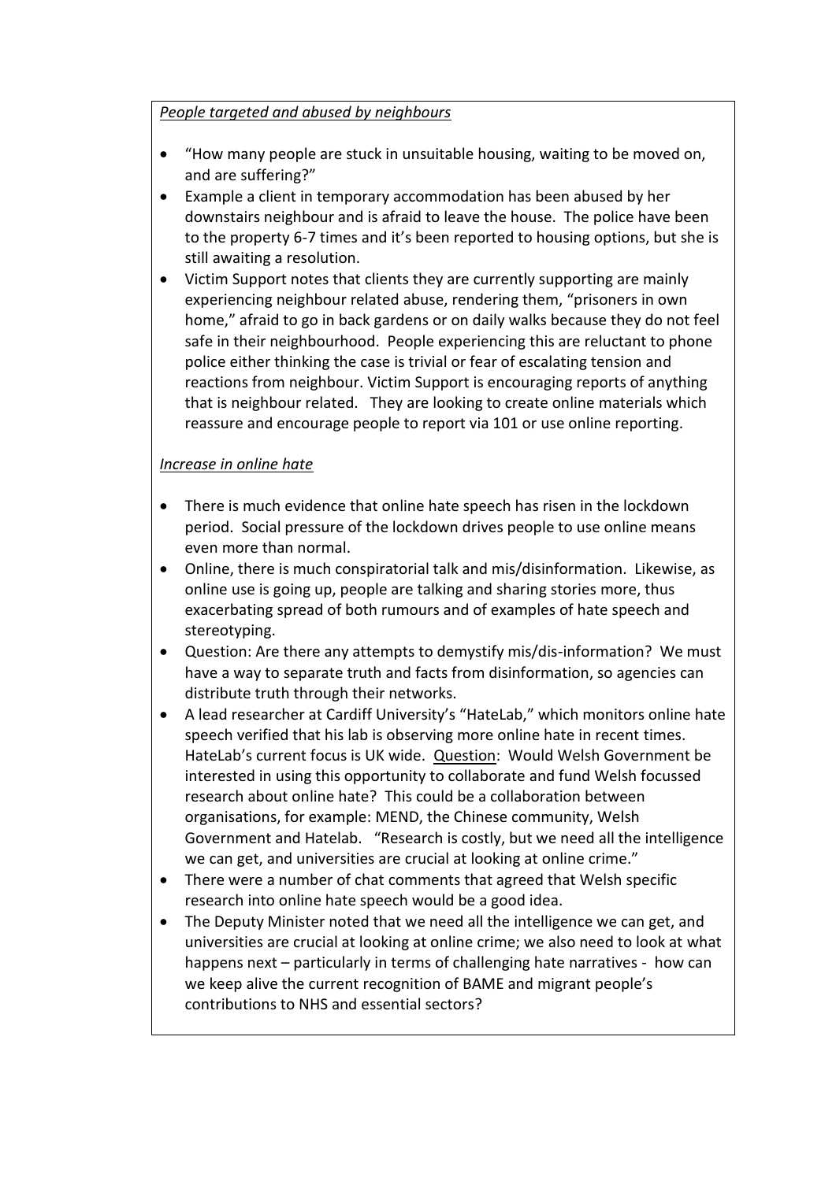*People targeted and abused by neighbours*

- "How many people are stuck in unsuitable housing, waiting to be moved on, and are suffering?"
- Example a client in temporary accommodation has been abused by her downstairs neighbour and is afraid to leave the house. The police have been to the property 6-7 times and it's been reported to housing options, but she is still awaiting a resolution.
- Victim Support notes that clients they are currently supporting are mainly experiencing neighbour related abuse, rendering them, "prisoners in own home," afraid to go in back gardens or on daily walks because they do not feel safe in their neighbourhood. People experiencing this are reluctant to phone police either thinking the case is trivial or fear of escalating tension and reactions from neighbour. Victim Support is encouraging reports of anything that is neighbour related. They are looking to create online materials which reassure and encourage people to report via 101 or use online reporting.

*Increase in online hate*

- There is much evidence that online hate speech has risen in the lockdown period. Social pressure of the lockdown drives people to use online means even more than normal.
- Online, there is much conspiratorial talk and mis/disinformation. Likewise, as online use is going up, people are talking and sharing stories more, thus exacerbating spread of both rumours and of examples of hate speech and stereotyping.
- Question: Are there any attempts to demystify mis/dis-information? We must have a way to separate truth and facts from disinformation, so agencies can distribute truth through their networks.
- A lead researcher at Cardiff University's "HateLab," which monitors online hate speech verified that his lab is observing more online hate in recent times. HateLab's current focus is UK wide. Question: Would Welsh Government be interested in using this opportunity to collaborate and fund Welsh focussed research about online hate? This could be a collaboration between organisations, for example: MEND, the Chinese community, Welsh Government and Hatelab. "Research is costly, but we need all the intelligence we can get, and universities are crucial at looking at online crime."
- There were a number of chat comments that agreed that Welsh specific research into online hate speech would be a good idea.
- The Deputy Minister noted that we need all the intelligence we can get, and universities are crucial at looking at online crime; we also need to look at what happens next – particularly in terms of challenging hate narratives - how can we keep alive the current recognition of BAME and migrant people's contributions to NHS and essential sectors?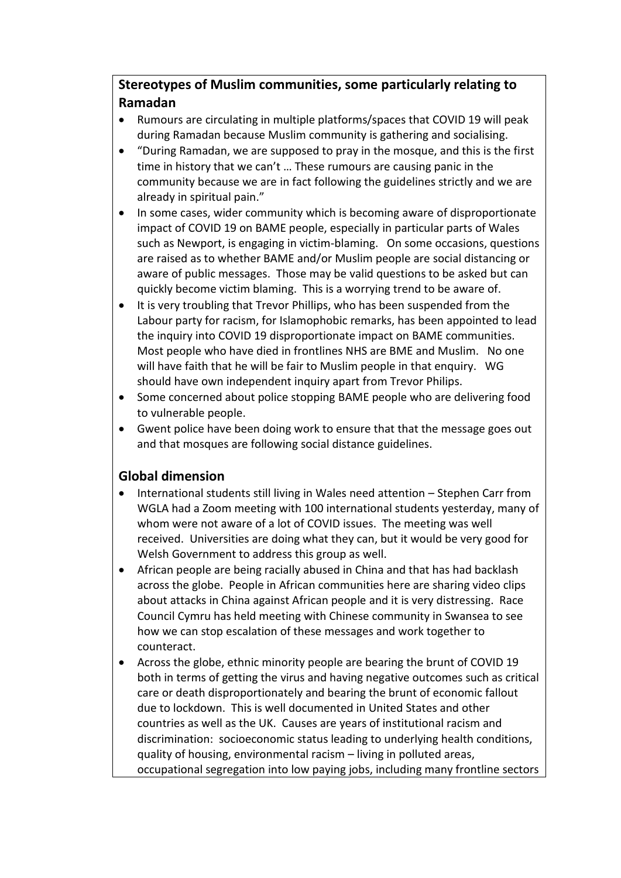## Stereotypes of Muslim communities, some particularly relating to Ramadan

- Rumours are circulating in multiple platforms/spaces that COVID 19 will peak during Ramadan because Muslim community is gathering and socialising.
- "During Ramadan, we are supposed to pray in the mosque, and this is the first time in history that we can't … These rumours are causing panic in the community because we are in fact following the guidelines strictly and we are already in spiritual pain."
- In some cases, wider community which is becoming aware of disproportionate impact of COVID 19 on BAME people, especially in particular parts of Wales such as Newport, is engaging in victim-blaming. On some occasions, questions are raised as to whether BAME and/or Muslim people are social distancing or aware of public messages. Those may be valid questions to be asked but can quickly become victim blaming. This is a worrying trend to be aware of.
- It is very troubling that Trevor Phillips, who has been suspended from the Labour party for racism, for Islamophobic remarks, has been appointed to lead the inquiry into COVID 19 disproportionate impact on BAME communities. Most people who have died in frontlines NHS are BME and Muslim. No one will have faith that he will be fair to Muslim people in that enquiry. WG should have own independent inquiry apart from Trevor Philips.
- Some concerned about police stopping BAME people who are delivering food to vulnerable people.
- Gwent police have been doing work to ensure that that the message goes out and that mosques are following social distance guidelines.

## Global dimension

- International students still living in Wales need attention – Stephen Carr from WGLA had a Zoom meeting with 100 international students yesterday, many of whom were not aware of a lot of COVID issues. The meeting was well received. Universities are doing what they can, but it would be very good for Welsh Government to address this group as well.
- African people are being racially abused in China and that has had backlash across the globe. People in African communities here are sharing video clips about attacks in China against African people and it is very distressing. Race Council Cymru has held meeting with Chinese community in Swansea to see how we can stop escalation of these messages and work together to counteract.
- Across the globe, ethnic minority people are bearing the brunt of COVID 19 both in terms of getting the virus and having negative outcomes such as critical care or death disproportionately and bearing the brunt of economic fallout due to lockdown. This is well documented in United States and other countries as well as the UK. Causes are years of institutional racism and discrimination: socioeconomic status leading to underlying health conditions, quality of housing, environmental racism – living in polluted areas, occupational segregation into low paying jobs, including many frontline sectors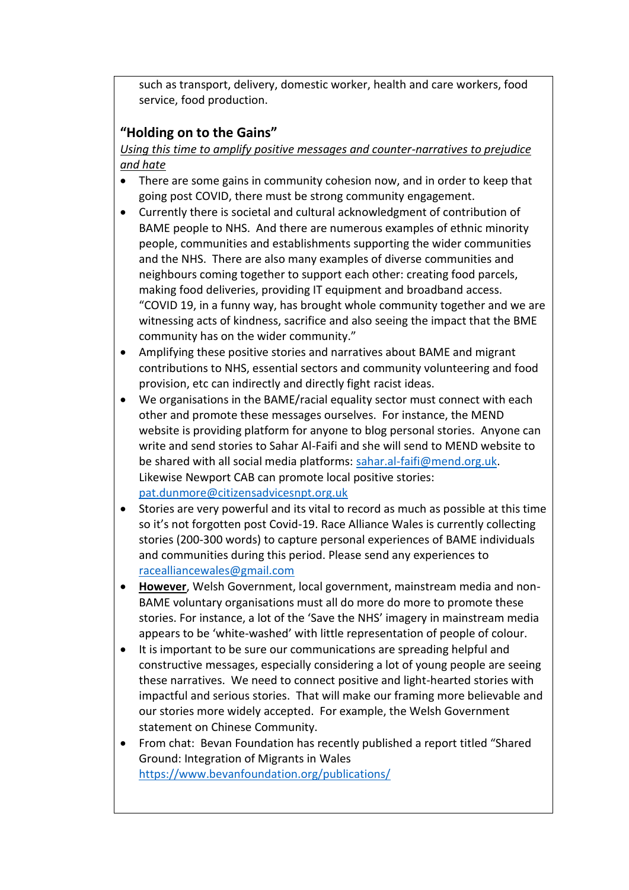such as transport, delivery, domestic worker, health and care workers, food service, food production.

### "Holding on to the Gains"

*Using this time to amplify positive messages and counter-narratives to prejudice and hate*

- There are some gains in community cohesion now, and in order to keep that going post COVID, there must be strong community engagement.
- Currently there is societal and cultural acknowledgment of contribution of BAME people to NHS. And there are numerous examples of ethnic minority people, communities and establishments supporting the wider communities and the NHS. There are also many examples of diverse communities and neighbours coming together to support each other: creating food parcels, making food deliveries, providing IT equipment and broadband access. "COVID 19, in a funny way, has brought whole community together and we are witnessing acts of kindness, sacrifice and also seeing the impact that the BME community has on the wider community."
- Amplifying these positive stories and narratives about BAME and migrant contributions to NHS, essential sectors and community volunteering and food provision, etc can indirectly and directly fight racist ideas.
- We organisations in the BAME/racial equality sector must connect with each other and promote these messages ourselves. For instance, the MEND website is providing platform for anyone to blog personal stories. Anyone can write and send stories to Sahar Al-Faifi and she will send to MEND website to be shared with all social media platforms: sahar.al-faifi@mend.org.uk. Likewise Newport CAB can promote local positive stories: pat.dunmore@citizensadvicesnpt.org.uk
- Stories are very powerful and its vital to record as much as possible at this time so it's not forgotten post Covid-19. Race Alliance Wales is currently collecting stories (200-300 words) to capture personal experiences of BAME individuals and communities during this period. Please send any experiences to racealliancewales@gmail.com
- **However**, Welsh Government, local government, mainstream media and non-BAME voluntary organisations must all do more do more to promote these stories. For instance, a lot of the 'Save the NHS' imagery in mainstream media appears to be 'white-washed' with little representation of people of colour.
- It is important to be sure our communications are spreading helpful and constructive messages, especially considering a lot of young people are seeing these narratives. We need to connect positive and light-hearted stories with impactful and serious stories. That will make our framing more believable and our stories more widely accepted. For example, the Welsh Government statement on Chinese Community.
- From chat: Bevan Foundation has recently published a report titled "Shared Ground: Integration of Migrants in Wales https://www.bevanfoundation.org/publications/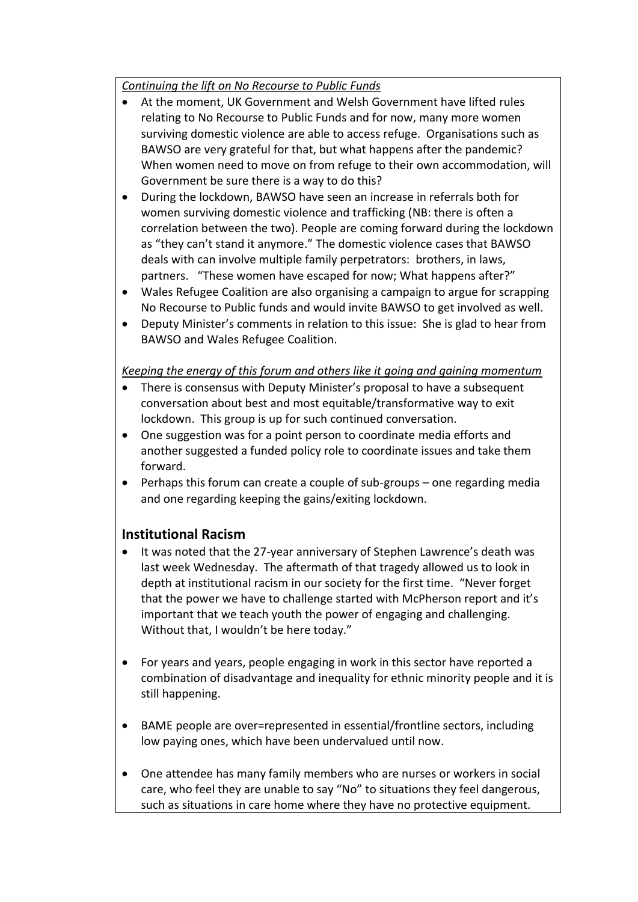*Continuing the lift on No Recourse to Public Funds*

- At the moment, UK Government and Welsh Government have lifted rules relating to No Recourse to Public Funds and for now, many more women surviving domestic violence are able to access refuge. Organisations such as BAWSO are very grateful for that, but what happens after the pandemic? When women need to move on from refuge to their own accommodation, will Government be sure there is a way to do this?
- During the lockdown, BAWSO have seen an increase in referrals both for women surviving domestic violence and trafficking (NB: there is often a correlation between the two). People are coming forward during the lockdown as "they can't stand it anymore." The domestic violence cases that BAWSO deals with can involve multiple family perpetrators: brothers, in laws, partners. "These women have escaped for now; What happens after?"
- Wales Refugee Coalition are also organising a campaign to argue for scrapping No Recourse to Public funds and would invite BAWSO to get involved as well.
- Deputy Minister's comments in relation to this issue: She is glad to hear from BAWSO and Wales Refugee Coalition.

*Keeping the energy of this forum and others like it going and gaining momentum*

- There is consensus with Deputy Minister's proposal to have a subsequent conversation about best and most equitable/transformative way to exit lockdown. This group is up for such continued conversation.
- One suggestion was for a point person to coordinate media efforts and another suggested a funded policy role to coordinate issues and take them forward.
- Perhaps this forum can create a couple of sub-groups – one regarding media and one regarding keeping the gains/exiting lockdown.

## Institutional Racism

- It was noted that the 27-year anniversary of Stephen Lawrence's death was last week Wednesday. The aftermath of that tragedy allowed us to look in depth at institutional racism in our society for the first time. "Never forget that the power we have to challenge started with McPherson report and it's important that we teach youth the power of engaging and challenging. Without that, I wouldn't be here today."

- For years and years, people engaging in work in this sector have reported a combination of disadvantage and inequality for ethnic minority people and it is still happening.

- BAME people are over=represented in essential/frontline sectors, including low paying ones, which have been undervalued until now.

- One attendee has many family members who are nurses or workers in social care, who feel they are unable to say "No" to situations they feel dangerous, such as situations in care home where they have no protective equipment.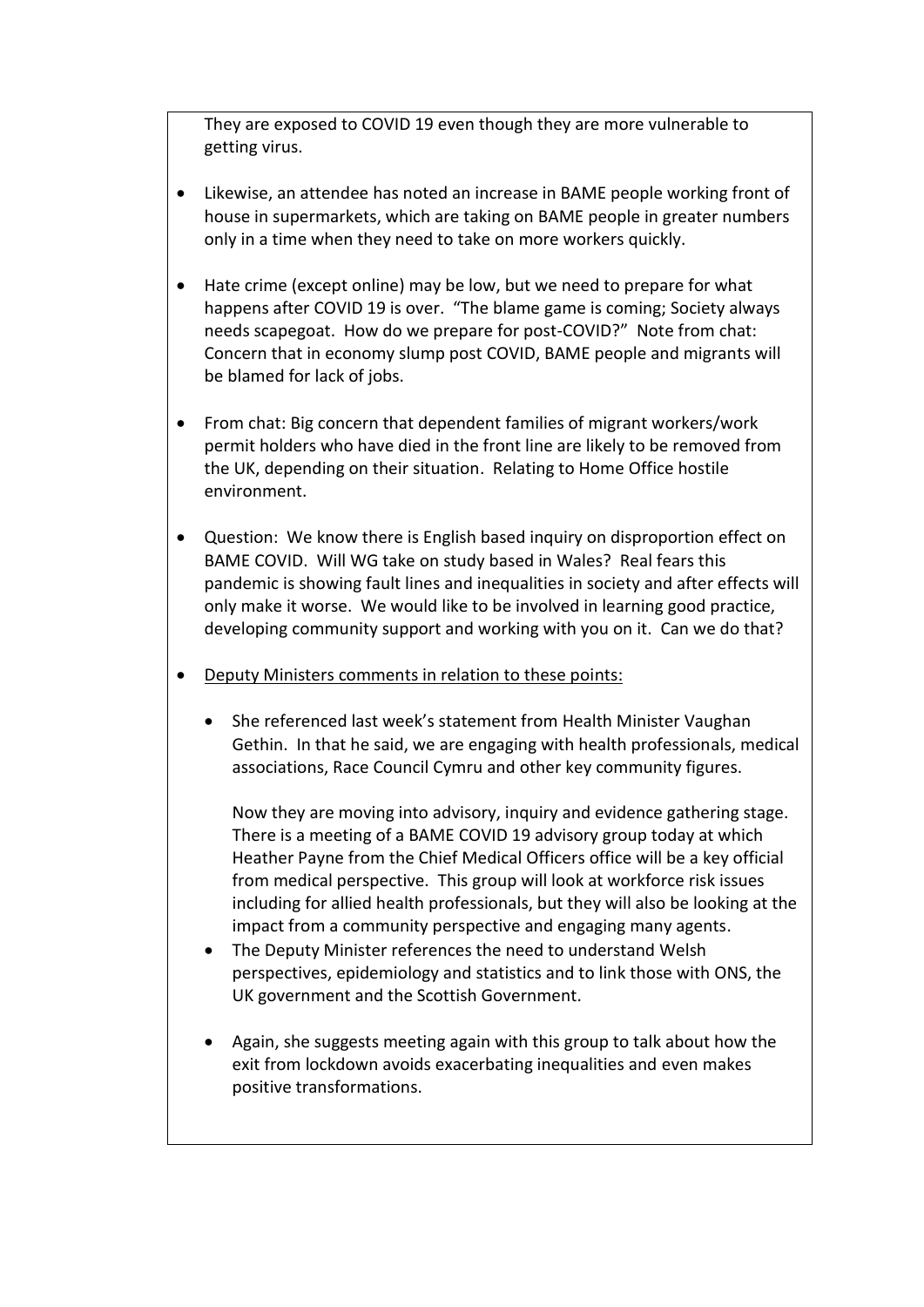They are exposed to COVID 19 even though they are more vulnerable to getting virus.

- Likewise, an attendee has noted an increase in BAME people working front of house in supermarkets, which are taking on BAME people in greater numbers only in a time when they need to take on more workers quickly.

- Hate crime (except online) may be low, but we need to prepare for what happens after COVID 19 is over. "The blame game is coming; Society always needs scapegoat. How do we prepare for post-COVID?" Note from chat: Concern that in economy slump post COVID, BAME people and migrants will be blamed for lack of jobs.

- From chat: Big concern that dependent families of migrant workers/work permit holders who have died in the front line are likely to be removed from the UK, depending on their situation. Relating to Home Office hostile environment.

- Question: We know there is English based inquiry on disproportion effect on BAME COVID. Will WG take on study based in Wales? Real fears this pandemic is showing fault lines and inequalities in society and after effects will only make it worse. We would like to be involved in learning good practice, developing community support and working with you on it. Can we do that?

- Deputy Ministers comments in relation to these points:

  - She referenced last week's statement from Health Minister Vaughan Gethin. In that he said, we are engaging with health professionals, medical associations, Race Council Cymru and other key community figures.

    Now they are moving into advisory, inquiry and evidence gathering stage. There is a meeting of a BAME COVID 19 advisory group today at which Heather Payne from the Chief Medical Officers office will be a key official from medical perspective. This group will look at workforce risk issues including for allied health professionals, but they will also be looking at the impact from a community perspective and engaging many agents.
  - The Deputy Minister references the need to understand Welsh perspectives, epidemiology and statistics and to link those with ONS, the UK government and the Scottish Government.

  - Again, she suggests meeting again with this group to talk about how the exit from lockdown avoids exacerbating inequalities and even makes positive transformations.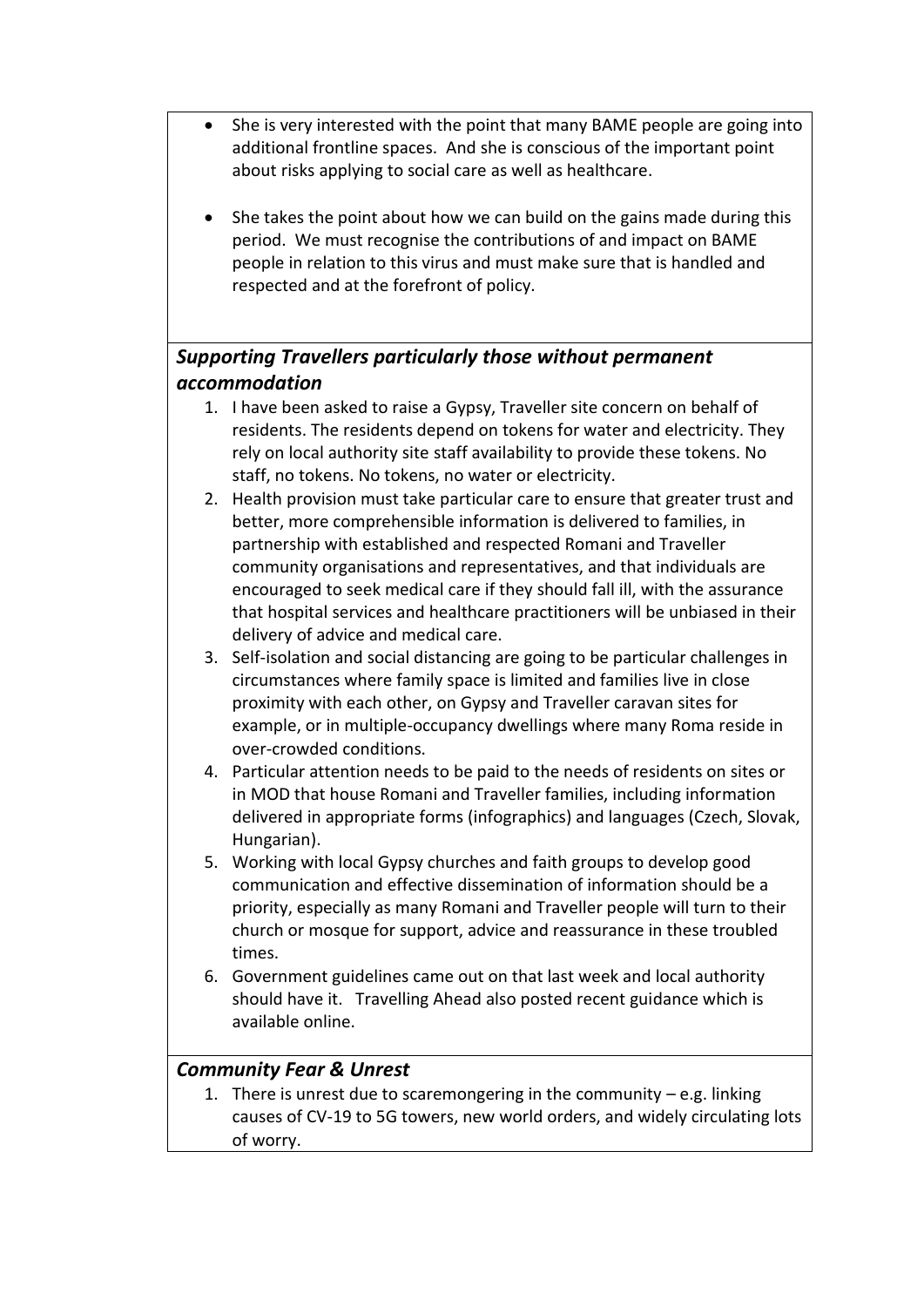- She is very interested with the point that many BAME people are going into additional frontline spaces. And she is conscious of the important point about risks applying to social care as well as healthcare.

- She takes the point about how we can build on the gains made during this period. We must recognise the contributions of and impact on BAME people in relation to this virus and must make sure that is handled and respected and at the forefront of policy.

***Supporting Travellers particularly those without permanent accommodation***

1. I have been asked to raise a Gypsy, Traveller site concern on behalf of residents. The residents depend on tokens for water and electricity. They rely on local authority site staff availability to provide these tokens. No staff, no tokens. No tokens, no water or electricity.
2. Health provision must take particular care to ensure that greater trust and better, more comprehensible information is delivered to families, in partnership with established and respected Romani and Traveller community organisations and representatives, and that individuals are encouraged to seek medical care if they should fall ill, with the assurance that hospital services and healthcare practitioners will be unbiased in their delivery of advice and medical care.
3. Self-isolation and social distancing are going to be particular challenges in circumstances where family space is limited and families live in close proximity with each other, on Gypsy and Traveller caravan sites for example, or in multiple-occupancy dwellings where many Roma reside in over-crowded conditions.
4. Particular attention needs to be paid to the needs of residents on sites or in MOD that house Romani and Traveller families, including information delivered in appropriate forms (infographics) and languages (Czech, Slovak, Hungarian).
5. Working with local Gypsy churches and faith groups to develop good communication and effective dissemination of information should be a priority, especially as many Romani and Traveller people will turn to their church or mosque for support, advice and reassurance in these troubled times.
6. Government guidelines came out on that last week and local authority should have it. Travelling Ahead also posted recent guidance which is available online.

***Community Fear & Unrest***

1. There is unrest due to scaremongering in the community – e.g. linking causes of CV-19 to 5G towers, new world orders, and widely circulating lots of worry.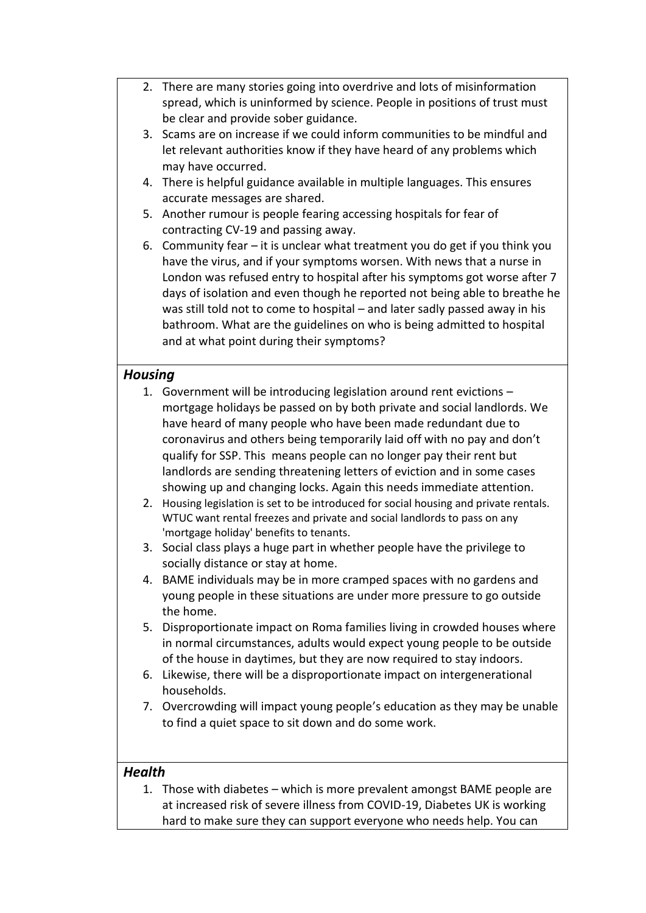2. There are many stories going into overdrive and lots of misinformation spread, which is uninformed by science. People in positions of trust must be clear and provide sober guidance.
3. Scams are on increase if we could inform communities to be mindful and let relevant authorities know if they have heard of any problems which may have occurred.
4. There is helpful guidance available in multiple languages. This ensures accurate messages are shared.
5. Another rumour is people fearing accessing hospitals for fear of contracting CV-19 and passing away.
6. Community fear – it is unclear what treatment you do get if you think you have the virus, and if your symptoms worsen. With news that a nurse in London was refused entry to hospital after his symptoms got worse after 7 days of isolation and even though he reported not being able to breathe he was still told not to come to hospital – and later sadly passed away in his bathroom. What are the guidelines on who is being admitted to hospital and at what point during their symptoms?

## *Housing*

1. Government will be introducing legislation around rent evictions – mortgage holidays be passed on by both private and social landlords. We have heard of many people who have been made redundant due to coronavirus and others being temporarily laid off with no pay and don't qualify for SSP. This means people can no longer pay their rent but landlords are sending threatening letters of eviction and in some cases showing up and changing locks. Again this needs immediate attention.
2. Housing legislation is set to be introduced for social housing and private rentals. WTUC want rental freezes and private and social landlords to pass on any 'mortgage holiday' benefits to tenants.
3. Social class plays a huge part in whether people have the privilege to socially distance or stay at home.
4. BAME individuals may be in more cramped spaces with no gardens and young people in these situations are under more pressure to go outside the home.
5. Disproportionate impact on Roma families living in crowded houses where in normal circumstances, adults would expect young people to be outside of the house in daytimes, but they are now required to stay indoors.
6. Likewise, there will be a disproportionate impact on intergenerational households.
7. Overcrowding will impact young people's education as they may be unable to find a quiet space to sit down and do some work.

## *Health*

1. Those with diabetes – which is more prevalent amongst BAME people are at increased risk of severe illness from COVID-19, Diabetes UK is working hard to make sure they can support everyone who needs help. You can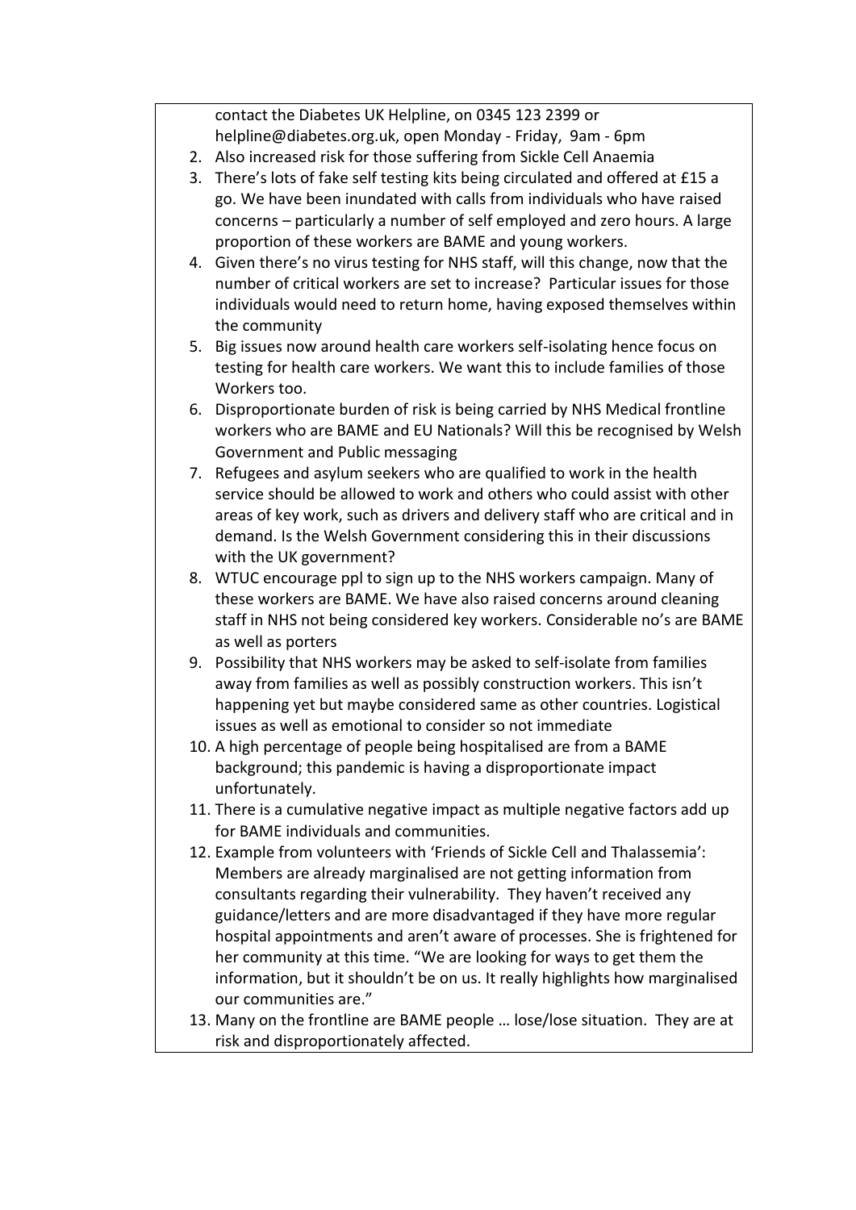contact the Diabetes UK Helpline, on 0345 123 2399 or helpline@diabetes.org.uk, open Monday - Friday, 9am - 6pm

2. Also increased risk for those suffering from Sickle Cell Anaemia
3. There's lots of fake self testing kits being circulated and offered at £15 a go. We have been inundated with calls from individuals who have raised concerns – particularly a number of self employed and zero hours. A large proportion of these workers are BAME and young workers.
4. Given there's no virus testing for NHS staff, will this change, now that the number of critical workers are set to increase? Particular issues for those individuals would need to return home, having exposed themselves within the community
5. Big issues now around health care workers self-isolating hence focus on testing for health care workers. We want this to include families of those Workers too.
6. Disproportionate burden of risk is being carried by NHS Medical frontline workers who are BAME and EU Nationals? Will this be recognised by Welsh Government and Public messaging
7. Refugees and asylum seekers who are qualified to work in the health service should be allowed to work and others who could assist with other areas of key work, such as drivers and delivery staff who are critical and in demand. Is the Welsh Government considering this in their discussions with the UK government?
8. WTUC encourage ppl to sign up to the NHS workers campaign. Many of these workers are BAME. We have also raised concerns around cleaning staff in NHS not being considered key workers. Considerable no's are BAME as well as porters
9. Possibility that NHS workers may be asked to self-isolate from families away from families as well as possibly construction workers. This isn't happening yet but maybe considered same as other countries. Logistical issues as well as emotional to consider so not immediate
10. A high percentage of people being hospitalised are from a BAME background; this pandemic is having a disproportionate impact unfortunately.
11. There is a cumulative negative impact as multiple negative factors add up for BAME individuals and communities.
12. Example from volunteers with 'Friends of Sickle Cell and Thalassemia': Members are already marginalised are not getting information from consultants regarding their vulnerability. They haven't received any guidance/letters and are more disadvantaged if they have more regular hospital appointments and aren't aware of processes. She is frightened for her community at this time. "We are looking for ways to get them the information, but it shouldn't be on us. It really highlights how marginalised our communities are."
13. Many on the frontline are BAME people … lose/lose situation. They are at risk and disproportionately affected.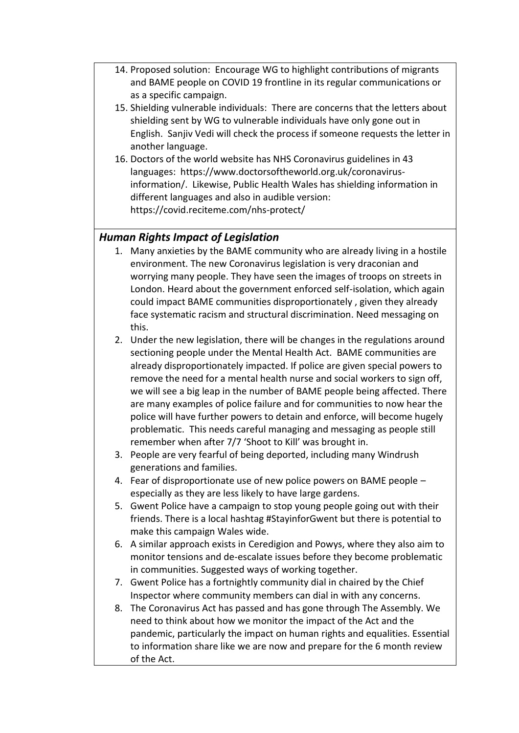14. Proposed solution: Encourage WG to highlight contributions of migrants and BAME people on COVID 19 frontline in its regular communications or as a specific campaign.
15. Shielding vulnerable individuals: There are concerns that the letters about shielding sent by WG to vulnerable individuals have only gone out in English. Sanjiv Vedi will check the process if someone requests the letter in another language.
16. Doctors of the world website has NHS Coronavirus guidelines in 43 languages: https://www.doctorsoftheworld.org.uk/coronavirus-information/. Likewise, Public Health Wales has shielding information in different languages and also in audible version: https://covid.reciteme.com/nhs-protect/

### *Human Rights Impact of Legislation*

1. Many anxieties by the BAME community who are already living in a hostile environment. The new Coronavirus legislation is very draconian and worrying many people. They have seen the images of troops on streets in London. Heard about the government enforced self-isolation, which again could impact BAME communities disproportionately , given they already face systematic racism and structural discrimination. Need messaging on this.
2. Under the new legislation, there will be changes in the regulations around sectioning people under the Mental Health Act. BAME communities are already disproportionately impacted. If police are given special powers to remove the need for a mental health nurse and social workers to sign off, we will see a big leap in the number of BAME people being affected. There are many examples of police failure and for communities to now hear the police will have further powers to detain and enforce, will become hugely problematic. This needs careful managing and messaging as people still remember when after 7/7 'Shoot to Kill' was brought in.
3. People are very fearful of being deported, including many Windrush generations and families.
4. Fear of disproportionate use of new police powers on BAME people – especially as they are less likely to have large gardens.
5. Gwent Police have a campaign to stop young people going out with their friends. There is a local hashtag #StayinforGwent but there is potential to make this campaign Wales wide.
6. A similar approach exists in Ceredigion and Powys, where they also aim to monitor tensions and de-escalate issues before they become problematic in communities. Suggested ways of working together.
7. Gwent Police has a fortnightly community dial in chaired by the Chief Inspector where community members can dial in with any concerns.
8. The Coronavirus Act has passed and has gone through The Assembly. We need to think about how we monitor the impact of the Act and the pandemic, particularly the impact on human rights and equalities. Essential to information share like we are now and prepare for the 6 month review of the Act.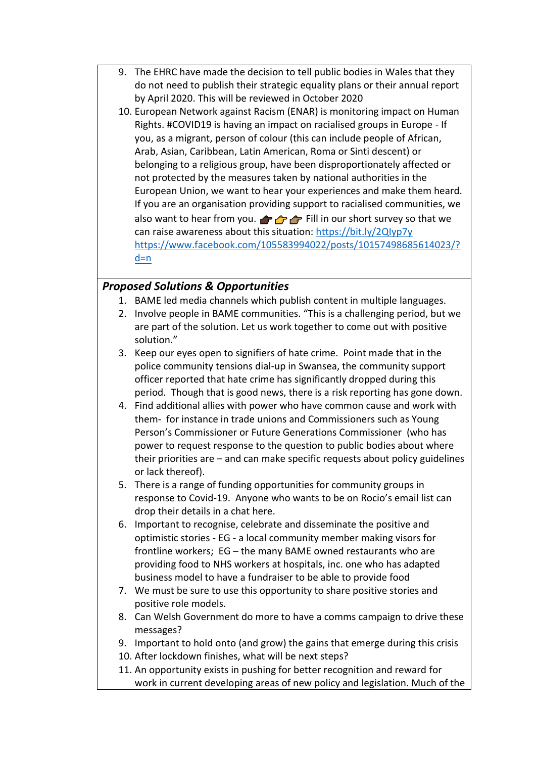9. The EHRC have made the decision to tell public bodies in Wales that they do not need to publish their strategic equality plans or their annual report by April 2020. This will be reviewed in October 2020
10. European Network against Racism (ENAR) is monitoring impact on Human Rights. #COVID19 is having an impact on racialised groups in Europe - If you, as a migrant, person of colour (this can include people of African, Arab, Asian, Caribbean, Latin American, Roma or Sinti descent) or belonging to a religious group, have been disproportionately affected or not protected by the measures taken by national authorities in the European Union, we want to hear your experiences and make them heard. If you are an organisation providing support to racialised communities, we also want to hear from you. 👉🏿👉👉🏽 Fill in our short survey so that we can raise awareness about this situation: https://bit.ly/2Qlyp7y https://www.facebook.com/105583994022/posts/10157498685614023/?d=n

### *Proposed Solutions & Opportunities*

1. BAME led media channels which publish content in multiple languages.
2. Involve people in BAME communities. "This is a challenging period, but we are part of the solution. Let us work together to come out with positive solution."
3. Keep our eyes open to signifiers of hate crime. Point made that in the police community tensions dial-up in Swansea, the community support officer reported that hate crime has significantly dropped during this period. Though that is good news, there is a risk reporting has gone down.
4. Find additional allies with power who have common cause and work with them- for instance in trade unions and Commissioners such as Young Person's Commissioner or Future Generations Commissioner (who has power to request response to the question to public bodies about where their priorities are – and can make specific requests about policy guidelines or lack thereof).
5. There is a range of funding opportunities for community groups in response to Covid-19. Anyone who wants to be on Rocio's email list can drop their details in a chat here.
6. Important to recognise, celebrate and disseminate the positive and optimistic stories - EG - a local community member making visors for frontline workers; EG – the many BAME owned restaurants who are providing food to NHS workers at hospitals, inc. one who has adapted business model to have a fundraiser to be able to provide food
7. We must be sure to use this opportunity to share positive stories and positive role models.
8. Can Welsh Government do more to have a comms campaign to drive these messages?
9. Important to hold onto (and grow) the gains that emerge during this crisis
10. After lockdown finishes, what will be next steps?
11. An opportunity exists in pushing for better recognition and reward for work in current developing areas of new policy and legislation. Much of the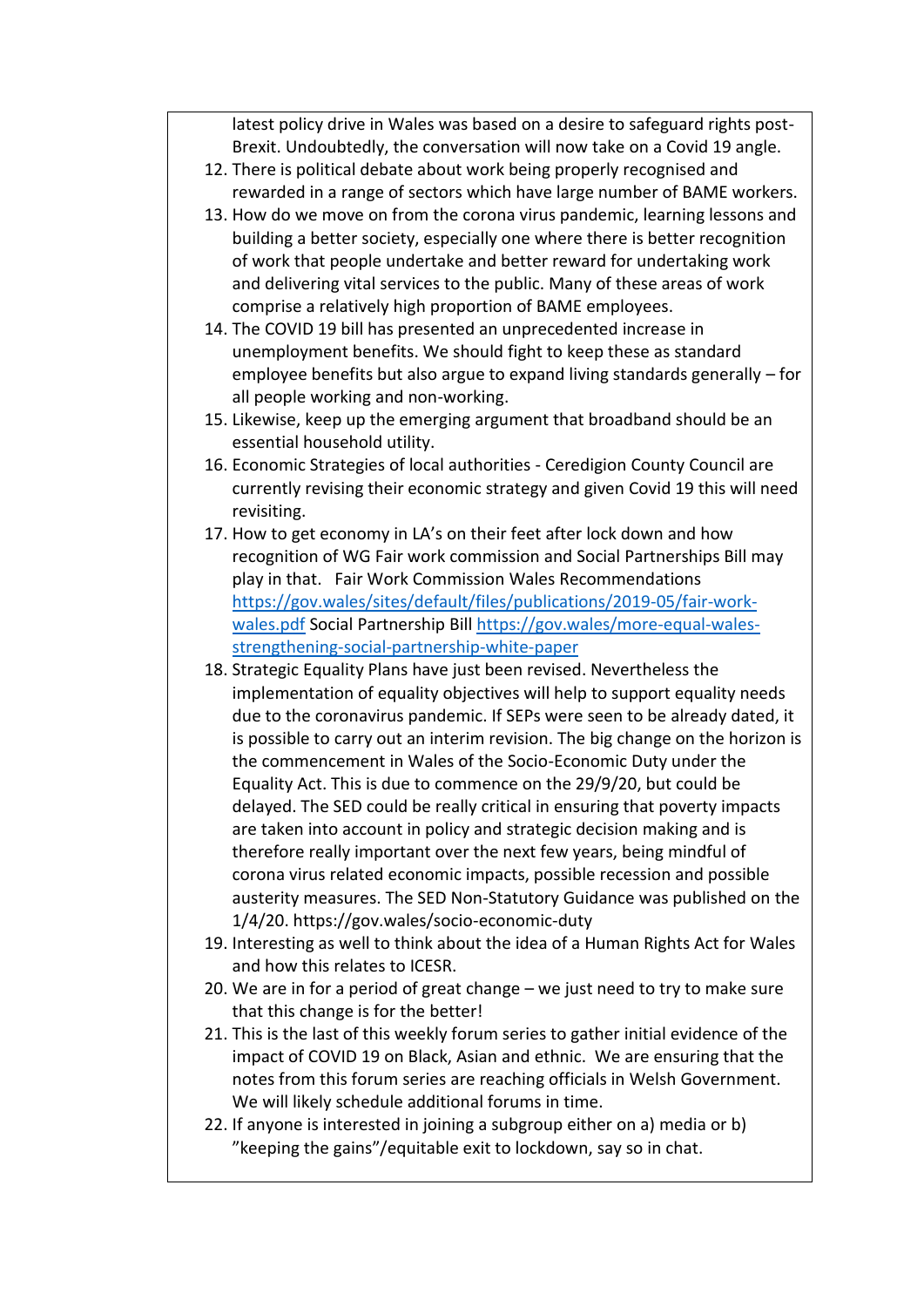latest policy drive in Wales was based on a desire to safeguard rights post-Brexit. Undoubtedly, the conversation will now take on a Covid 19 angle.

12. There is political debate about work being properly recognised and rewarded in a range of sectors which have large number of BAME workers.
13. How do we move on from the corona virus pandemic, learning lessons and building a better society, especially one where there is better recognition of work that people undertake and better reward for undertaking work and delivering vital services to the public. Many of these areas of work comprise a relatively high proportion of BAME employees.
14. The COVID 19 bill has presented an unprecedented increase in unemployment benefits. We should fight to keep these as standard employee benefits but also argue to expand living standards generally – for all people working and non-working.
15. Likewise, keep up the emerging argument that broadband should be an essential household utility.
16. Economic Strategies of local authorities - Ceredigion County Council are currently revising their economic strategy and given Covid 19 this will need revisiting.
17. How to get economy in LA's on their feet after lock down and how recognition of WG Fair work commission and Social Partnerships Bill may play in that. Fair Work Commission Wales Recommendations https://gov.wales/sites/default/files/publications/2019-05/fair-work-wales.pdf Social Partnership Bill https://gov.wales/more-equal-wales-strengthening-social-partnership-white-paper
18. Strategic Equality Plans have just been revised. Nevertheless the implementation of equality objectives will help to support equality needs due to the coronavirus pandemic. If SEPs were seen to be already dated, it is possible to carry out an interim revision. The big change on the horizon is the commencement in Wales of the Socio-Economic Duty under the Equality Act. This is due to commence on the 29/9/20, but could be delayed. The SED could be really critical in ensuring that poverty impacts are taken into account in policy and strategic decision making and is therefore really important over the next few years, being mindful of corona virus related economic impacts, possible recession and possible austerity measures. The SED Non-Statutory Guidance was published on the 1/4/20. https://gov.wales/socio-economic-duty
19. Interesting as well to think about the idea of a Human Rights Act for Wales and how this relates to ICESR.
20. We are in for a period of great change – we just need to try to make sure that this change is for the better!
21. This is the last of this weekly forum series to gather initial evidence of the impact of COVID 19 on Black, Asian and ethnic. We are ensuring that the notes from this forum series are reaching officials in Welsh Government. We will likely schedule additional forums in time.
22. If anyone is interested in joining a subgroup either on a) media or b) "keeping the gains"/equitable exit to lockdown, say so in chat.